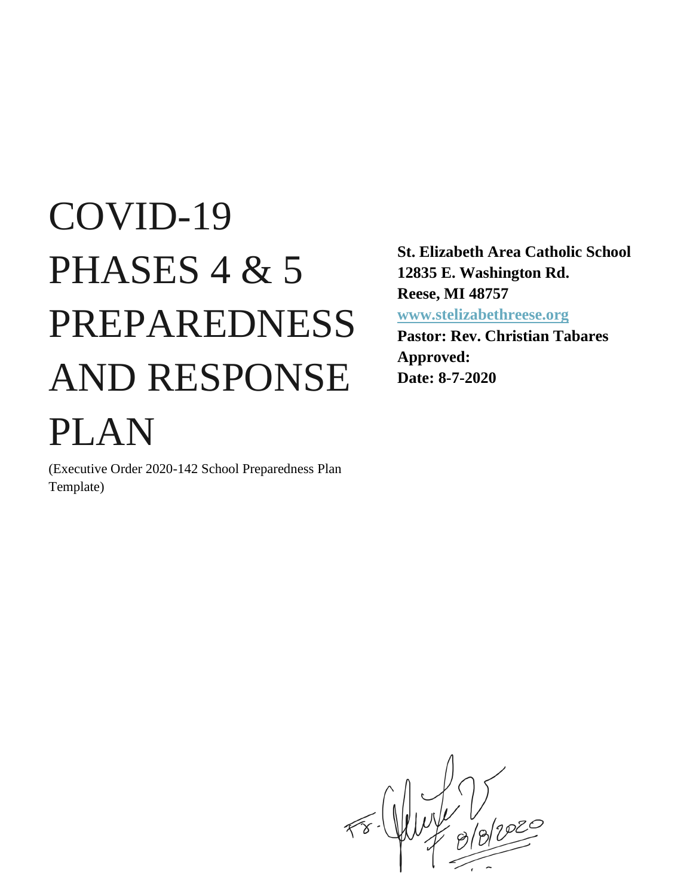# COVID-19 PHASES 4 & 5 PREPAREDNESS AND RESPONSE PLAN

(Executive Order 2020-142 School Preparedness Plan Template)

**St. Elizabeth Area Catholic School**
**12835 E. Washington Rd.**
**Reese, MI 48757**
**www.stelizabethreese.org**
**Pastor: Rev. Christian Tabares**
**Approved:**
**Date: 8-7-2020**

Fr. [signature] 8/8/2020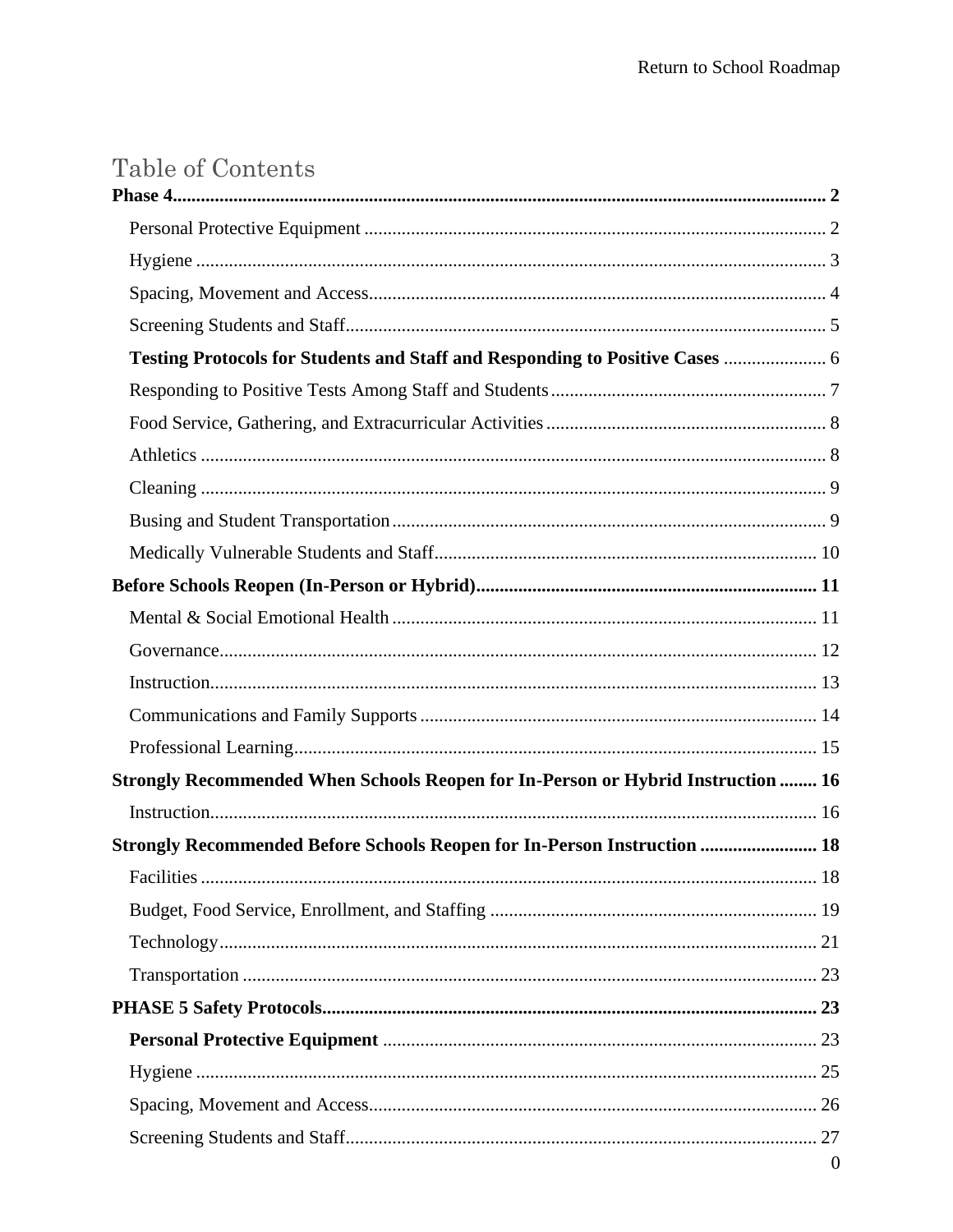# Table of Contents

**Phase 4** .......... **2**

- Personal Protective Equipment .......... 2
- Hygiene .......... 3
- Spacing, Movement and Access .......... 4
- Screening Students and Staff .......... 5
- **Testing Protocols for Students and Staff and Responding to Positive Cases** .......... 6
- Responding to Positive Tests Among Staff and Students .......... 7
- Food Service, Gathering, and Extracurricular Activities .......... 8
- Athletics .......... 8
- Cleaning .......... 9
- Busing and Student Transportation .......... 9
- Medically Vulnerable Students and Staff .......... 10

**Before Schools Reopen (In-Person or Hybrid)** .......... **11**

- Mental & Social Emotional Health .......... 11
- Governance .......... 12
- Instruction .......... 13
- Communications and Family Supports .......... 14
- Professional Learning .......... 15

**Strongly Recommended When Schools Reopen for In-Person or Hybrid Instruction** .......... **16**

- Instruction .......... 16

**Strongly Recommended Before Schools Reopen for In-Person Instruction** .......... **18**

- Facilities .......... 18
- Budget, Food Service, Enrollment, and Staffing .......... 19
- Technology .......... 21
- Transportation .......... 23

**PHASE 5 Safety Protocols** .......... **23**

- **Personal Protective Equipment** .......... 23
- Hygiene .......... 25
- Spacing, Movement and Access .......... 26
- Screening Students and Staff .......... 27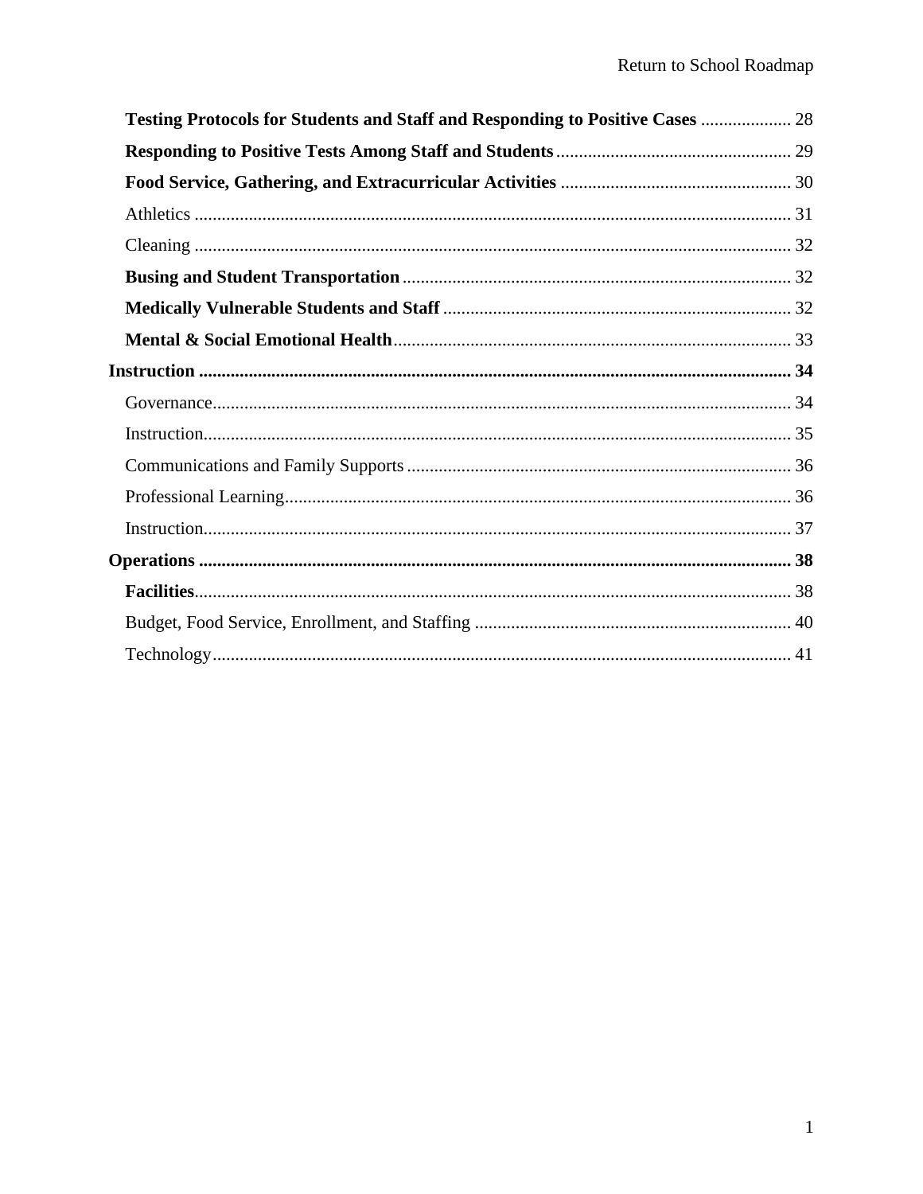**Testing Protocols for Students and Staff and Responding to Positive Cases** .................... 28

**Responding to Positive Tests Among Staff and Students** .................................................... 29

**Food Service, Gathering, and Extracurricular Activities** ................................................... 30

Athletics ..................................................................................................................................... 31

Cleaning ..................................................................................................................................... 32

**Busing and Student Transportation** ...................................................................................... 32

**Medically Vulnerable Students and Staff** ............................................................................. 32

**Mental & Social Emotional Health** ........................................................................................ 33

**Instruction** .................................................................................................................................. **34**

Governance................................................................................................................................ 34

Instruction.................................................................................................................................. 35

Communications and Family Supports ..................................................................................... 36

Professional Learning................................................................................................................ 36

Instruction.................................................................................................................................. 37

**Operations** .................................................................................................................................. **38**

**Facilities**.................................................................................................................................... 38

Budget, Food Service, Enrollment, and Staffing ...................................................................... 40

Technology................................................................................................................................ 41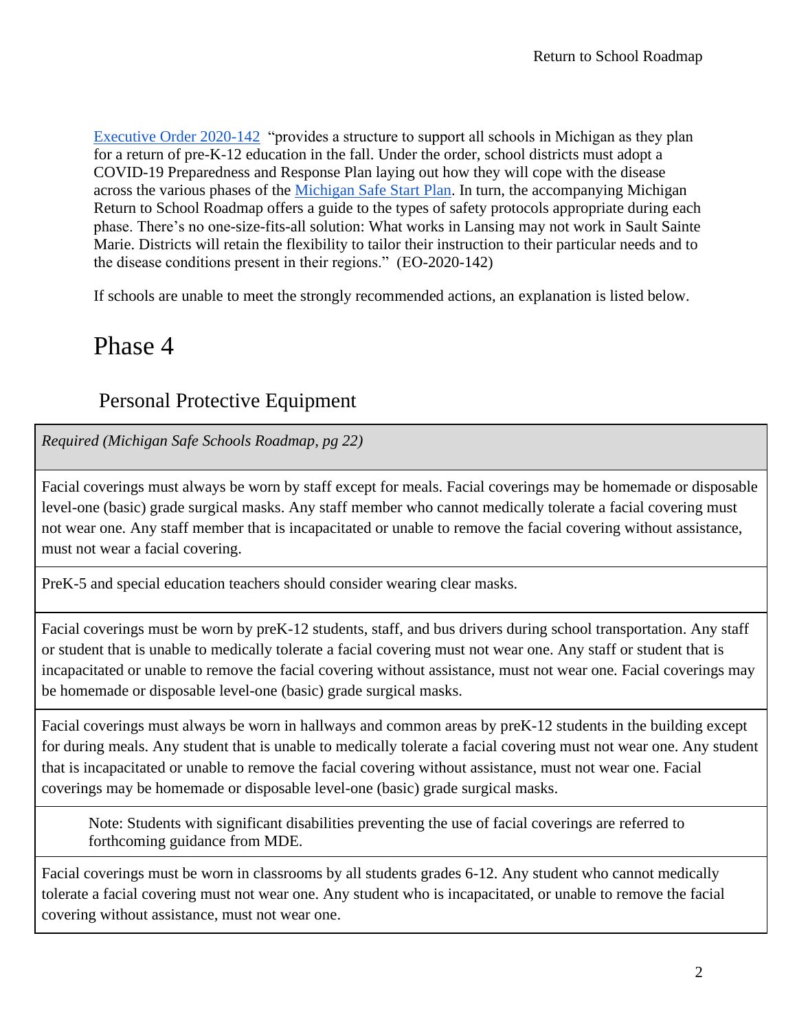[Executive Order 2020-142](#) "provides a structure to support all schools in Michigan as they plan for a return of pre-K-12 education in the fall. Under the order, school districts must adopt a COVID-19 Preparedness and Response Plan laying out how they will cope with the disease across the various phases of the [Michigan Safe Start Plan](#). In turn, the accompanying Michigan Return to School Roadmap offers a guide to the types of safety protocols appropriate during each phase. There's no one-size-fits-all solution: What works in Lansing may not work in Sault Sainte Marie. Districts will retain the flexibility to tailor their instruction to their particular needs and to the disease conditions present in their regions." (EO-2020-142)

If schools are unable to meet the strongly recommended actions, an explanation is listed below.

# Phase 4

## Personal Protective Equipment

| *Required (Michigan Safe Schools Roadmap, pg 22)* |
|---|
| Facial coverings must always be worn by staff except for meals. Facial coverings may be homemade or disposable level-one (basic) grade surgical masks. Any staff member who cannot medically tolerate a facial covering must not wear one. Any staff member that is incapacitated or unable to remove the facial covering without assistance, must not wear a facial covering. |
| PreK-5 and special education teachers should consider wearing clear masks. |
| Facial coverings must be worn by preK-12 students, staff, and bus drivers during school transportation. Any staff or student that is unable to medically tolerate a facial covering must not wear one. Any staff or student that is incapacitated or unable to remove the facial covering without assistance, must not wear one. Facial coverings may be homemade or disposable level-one (basic) grade surgical masks. |
| Facial coverings must always be worn in hallways and common areas by preK-12 students in the building except for during meals. Any student that is unable to medically tolerate a facial covering must not wear one. Any student that is incapacitated or unable to remove the facial covering without assistance, must not wear one. Facial coverings may be homemade or disposable level-one (basic) grade surgical masks. |
| Note: Students with significant disabilities preventing the use of facial coverings are referred to forthcoming guidance from MDE. |
| Facial coverings must be worn in classrooms by all students grades 6-12. Any student who cannot medically tolerate a facial covering must not wear one. Any student who is incapacitated, or unable to remove the facial covering without assistance, must not wear one. |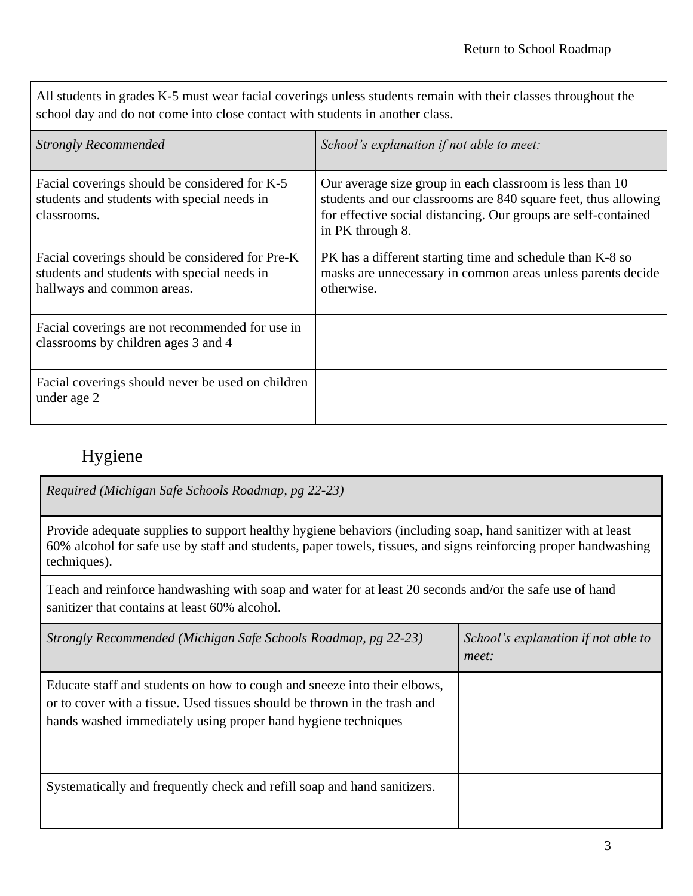| All students in grades K-5 must wear facial coverings unless students remain with their classes throughout the school day and do not come into close contact with students in another class. | |
|---|---|
| *Strongly Recommended* | *School's explanation if not able to meet:* |
| Facial coverings should be considered for K-5 students and students with special needs in classrooms. | Our average size group in each classroom is less than 10 students and our classrooms are 840 square feet, thus allowing for effective social distancing. Our groups are self-contained in PK through 8. |
| Facial coverings should be considered for Pre-K students and students with special needs in hallways and common areas. | PK has a different starting time and schedule than K-8 so masks are unnecessary in common areas unless parents decide otherwise. |
| Facial coverings are not recommended for use in classrooms by children ages 3 and 4 | |
| Facial coverings should never be used on children under age 2 | |

## Hygiene

| *Required (Michigan Safe Schools Roadmap, pg 22-23)* | |
|---|---|
| Provide adequate supplies to support healthy hygiene behaviors (including soap, hand sanitizer with at least 60% alcohol for safe use by staff and students, paper towels, tissues, and signs reinforcing proper handwashing techniques). | |
| Teach and reinforce handwashing with soap and water for at least 20 seconds and/or the safe use of hand sanitizer that contains at least 60% alcohol. | |
| *Strongly Recommended (Michigan Safe Schools Roadmap, pg 22-23)* | *School's explanation if not able to meet:* |
| Educate staff and students on how to cough and sneeze into their elbows, or to cover with a tissue. Used tissues should be thrown in the trash and hands washed immediately using proper hand hygiene techniques | |
| Systematically and frequently check and refill soap and hand sanitizers. | |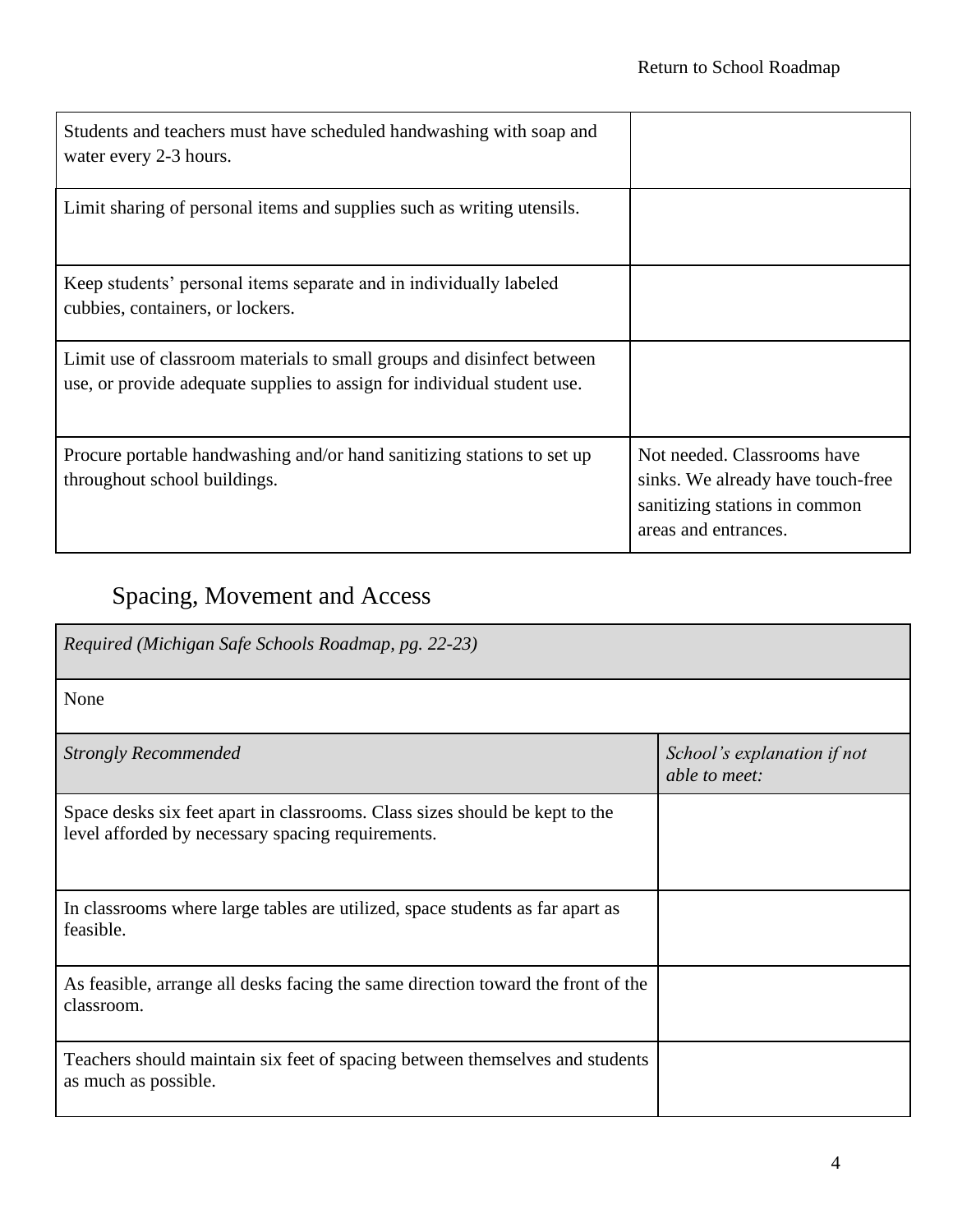| | |
|---|---|
| Students and teachers must have scheduled handwashing with soap and water every 2-3 hours. | |
| Limit sharing of personal items and supplies such as writing utensils. | |
| Keep students' personal items separate and in individually labeled cubbies, containers, or lockers. | |
| Limit use of classroom materials to small groups and disinfect between use, or provide adequate supplies to assign for individual student use. | |
| Procure portable handwashing and/or hand sanitizing stations to set up throughout school buildings. | Not needed. Classrooms have sinks. We already have touch-free sanitizing stations in common areas and entrances. |

## Spacing, Movement and Access

| *Required (Michigan Safe Schools Roadmap, pg. 22-23)* | |
|---|---|
| None | |
| *Strongly Recommended* | *School's explanation if not able to meet:* |
| Space desks six feet apart in classrooms. Class sizes should be kept to the level afforded by necessary spacing requirements. | |
| In classrooms where large tables are utilized, space students as far apart as feasible. | |
| As feasible, arrange all desks facing the same direction toward the front of the classroom. | |
| Teachers should maintain six feet of spacing between themselves and students as much as possible. | |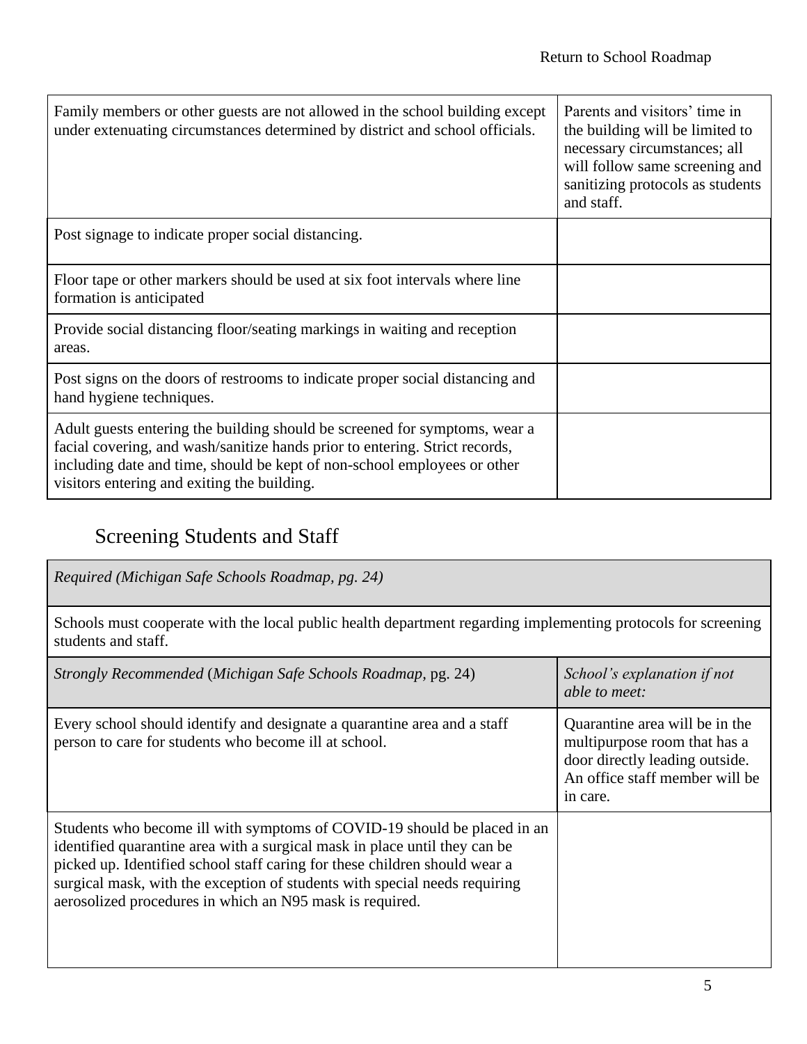| | |
|---|---|
| Family members or other guests are not allowed in the school building except under extenuating circumstances determined by district and school officials. | Parents and visitors' time in the building will be limited to necessary circumstances; all will follow same screening and sanitizing protocols as students and staff. |
| Post signage to indicate proper social distancing. | |
| Floor tape or other markers should be used at six foot intervals where line formation is anticipated | |
| Provide social distancing floor/seating markings in waiting and reception areas. | |
| Post signs on the doors of restrooms to indicate proper social distancing and hand hygiene techniques. | |
| Adult guests entering the building should be screened for symptoms, wear a facial covering, and wash/sanitize hands prior to entering. Strict records, including date and time, should be kept of non-school employees or other visitors entering and exiting the building. | |

## Screening Students and Staff

| *Required (Michigan Safe Schools Roadmap, pg. 24)* |
|---|
| Schools must cooperate with the local public health department regarding implementing protocols for screening students and staff. |

| *Strongly Recommended* (*Michigan Safe Schools Roadmap,* pg. 24) | *School's explanation if not able to meet:* |
|---|---|
| Every school should identify and designate a quarantine area and a staff person to care for students who become ill at school. | Quarantine area will be in the multipurpose room that has a door directly leading outside. An office staff member will be in care. |
| Students who become ill with symptoms of COVID-19 should be placed in an identified quarantine area with a surgical mask in place until they can be picked up. Identified school staff caring for these children should wear a surgical mask, with the exception of students with special needs requiring aerosolized procedures in which an N95 mask is required. | |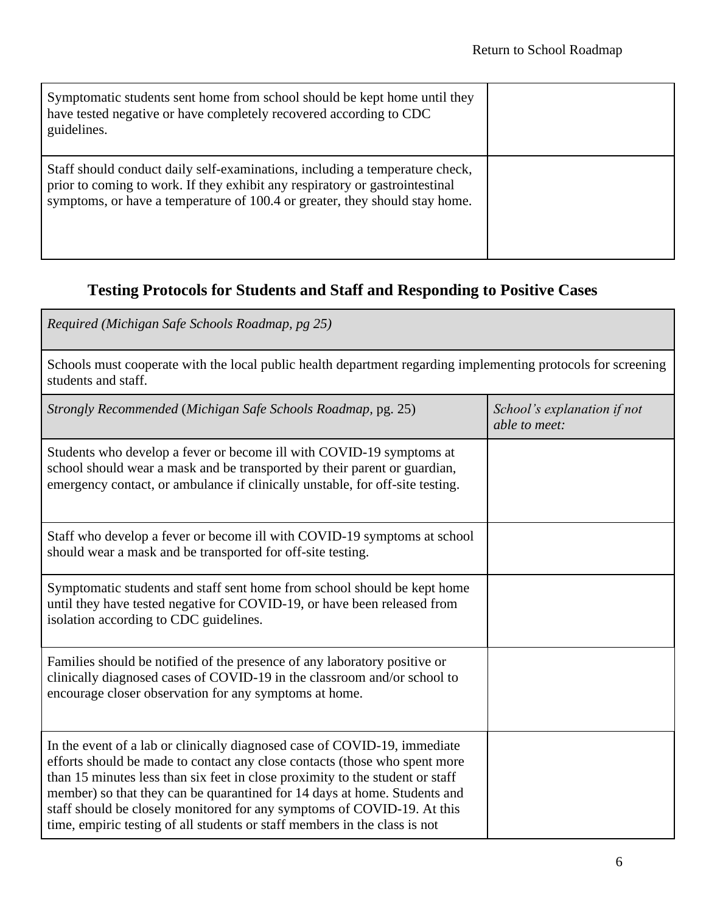| | |
|---|---|
| Symptomatic students sent home from school should be kept home until they have tested negative or have completely recovered according to CDC guidelines. | |
| Staff should conduct daily self-examinations, including a temperature check, prior to coming to work. If they exhibit any respiratory or gastrointestinal symptoms, or have a temperature of 100.4 or greater, they should stay home. | |

## Testing Protocols for Students and Staff and Responding to Positive Cases

| *Required (Michigan Safe Schools Roadmap, pg 25)* |
|---|
| Schools must cooperate with the local public health department regarding implementing protocols for screening students and staff. |

| *Strongly Recommended* (*Michigan Safe Schools Roadmap,* pg. 25) | *School's explanation if not able to meet:* |
|---|---|
| Students who develop a fever or become ill with COVID-19 symptoms at school should wear a mask and be transported by their parent or guardian, emergency contact, or ambulance if clinically unstable, for off-site testing. | |
| Staff who develop a fever or become ill with COVID-19 symptoms at school should wear a mask and be transported for off-site testing. | |
| Symptomatic students and staff sent home from school should be kept home until they have tested negative for COVID-19, or have been released from isolation according to CDC guidelines. | |
| Families should be notified of the presence of any laboratory positive or clinically diagnosed cases of COVID-19 in the classroom and/or school to encourage closer observation for any symptoms at home. | |
| In the event of a lab or clinically diagnosed case of COVID-19, immediate efforts should be made to contact any close contacts (those who spent more than 15 minutes less than six feet in close proximity to the student or staff member) so that they can be quarantined for 14 days at home. Students and staff should be closely monitored for any symptoms of COVID-19. At this time, empiric testing of all students or staff members in the class is not | |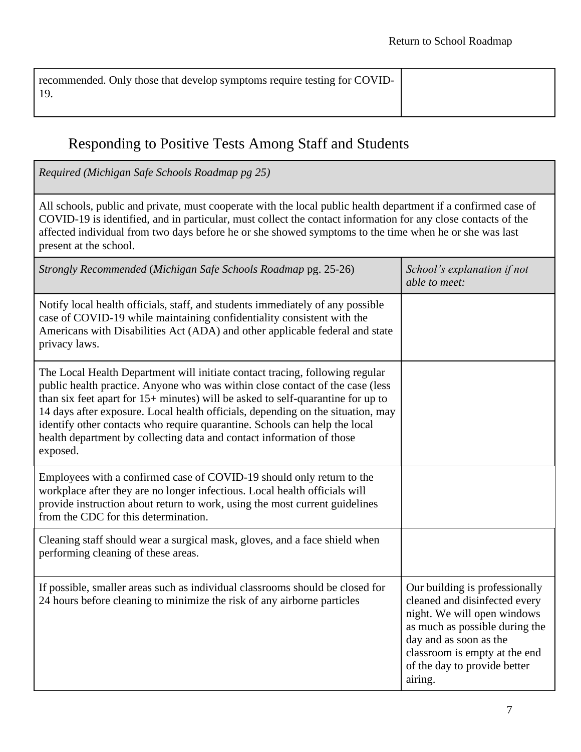| recommended. Only those that develop symptoms require testing for COVID-19. | |
|---|---|

## Responding to Positive Tests Among Staff and Students

| *Required (Michigan Safe Schools Roadmap pg 25)* |
|---|
| All schools, public and private, must cooperate with the local public health department if a confirmed case of COVID-19 is identified, and in particular, must collect the contact information for any close contacts of the affected individual from two days before he or she showed symptoms to the time when he or she was last present at the school. |

| *Strongly Recommended* (*Michigan Safe Schools Roadmap* pg. 25-26) | *School's explanation if not able to meet:* |
|---|---|
| Notify local health officials, staff, and students immediately of any possible case of COVID-19 while maintaining confidentiality consistent with the Americans with Disabilities Act (ADA) and other applicable federal and state privacy laws. | |
| The Local Health Department will initiate contact tracing, following regular public health practice. Anyone who was within close contact of the case (less than six feet apart for 15+ minutes) will be asked to self-quarantine for up to 14 days after exposure. Local health officials, depending on the situation, may identify other contacts who require quarantine. Schools can help the local health department by collecting data and contact information of those exposed. | |
| Employees with a confirmed case of COVID-19 should only return to the workplace after they are no longer infectious. Local health officials will provide instruction about return to work, using the most current guidelines from the CDC for this determination. | |
| Cleaning staff should wear a surgical mask, gloves, and a face shield when performing cleaning of these areas. | |
| If possible, smaller areas such as individual classrooms should be closed for 24 hours before cleaning to minimize the risk of any airborne particles | Our building is professionally cleaned and disinfected every night. We will open windows as much as possible during the day and as soon as the classroom is empty at the end of the day to provide better airing. |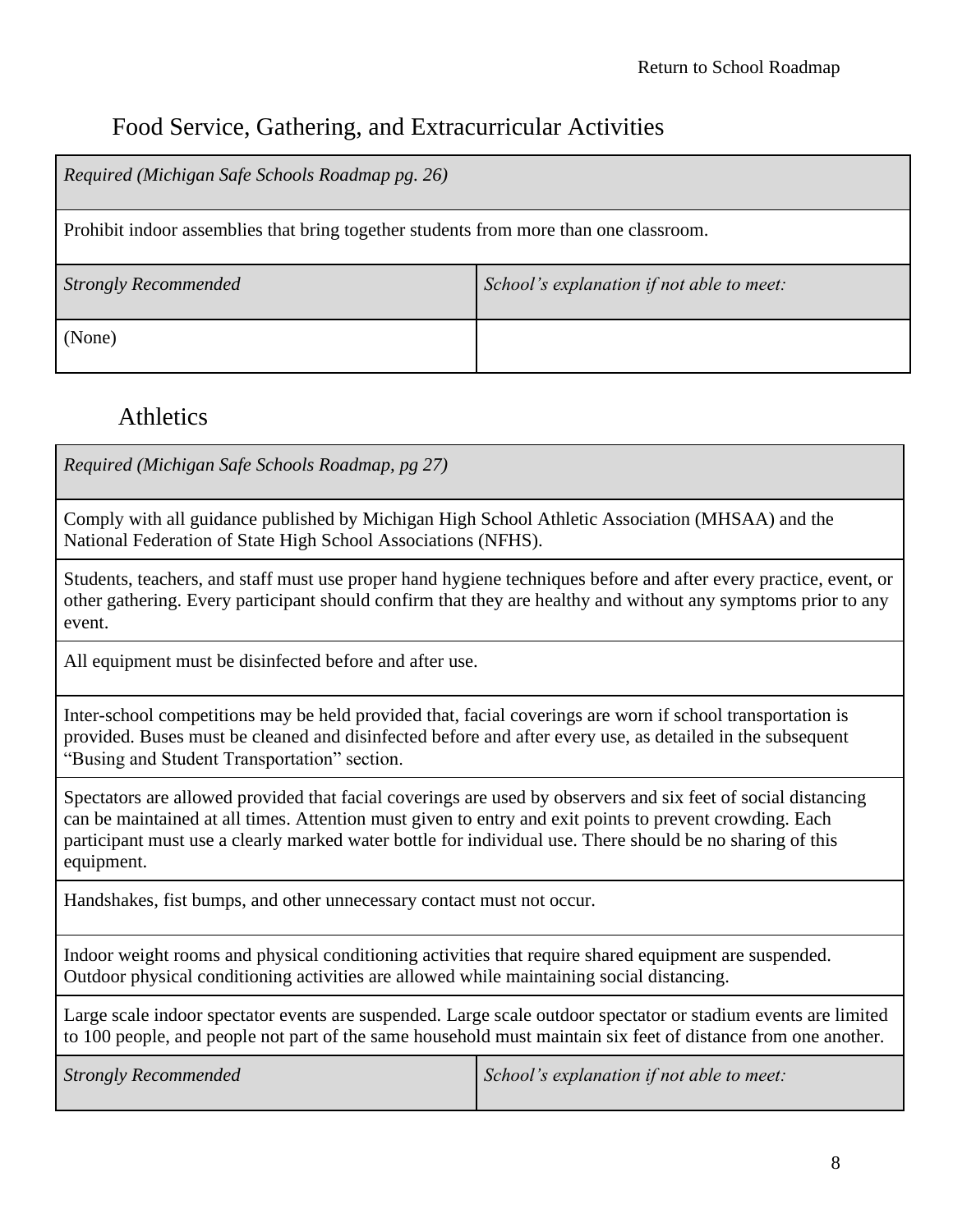## Food Service, Gathering, and Extracurricular Activities

| *Required (Michigan Safe Schools Roadmap pg. 26)* | |
|---|---|
| Prohibit indoor assemblies that bring together students from more than one classroom. | |
| *Strongly Recommended* | *School's explanation if not able to meet:* |
| (None) | |

## Athletics

| *Required (Michigan Safe Schools Roadmap, pg 27)* | |
|---|---|
| Comply with all guidance published by Michigan High School Athletic Association (MHSAA) and the National Federation of State High School Associations (NFHS). | |
| Students, teachers, and staff must use proper hand hygiene techniques before and after every practice, event, or other gathering. Every participant should confirm that they are healthy and without any symptoms prior to any event. | |
| All equipment must be disinfected before and after use. | |
| Inter-school competitions may be held provided that, facial coverings are worn if school transportation is provided. Buses must be cleaned and disinfected before and after every use, as detailed in the subsequent "Busing and Student Transportation" section. | |
| Spectators are allowed provided that facial coverings are used by observers and six feet of social distancing can be maintained at all times. Attention must given to entry and exit points to prevent crowding. Each participant must use a clearly marked water bottle for individual use. There should be no sharing of this equipment. | |
| Handshakes, fist bumps, and other unnecessary contact must not occur. | |
| Indoor weight rooms and physical conditioning activities that require shared equipment are suspended. Outdoor physical conditioning activities are allowed while maintaining social distancing. | |
| Large scale indoor spectator events are suspended. Large scale outdoor spectator or stadium events are limited to 100 people, and people not part of the same household must maintain six feet of distance from one another. | |
| *Strongly Recommended* | *School's explanation if not able to meet:* |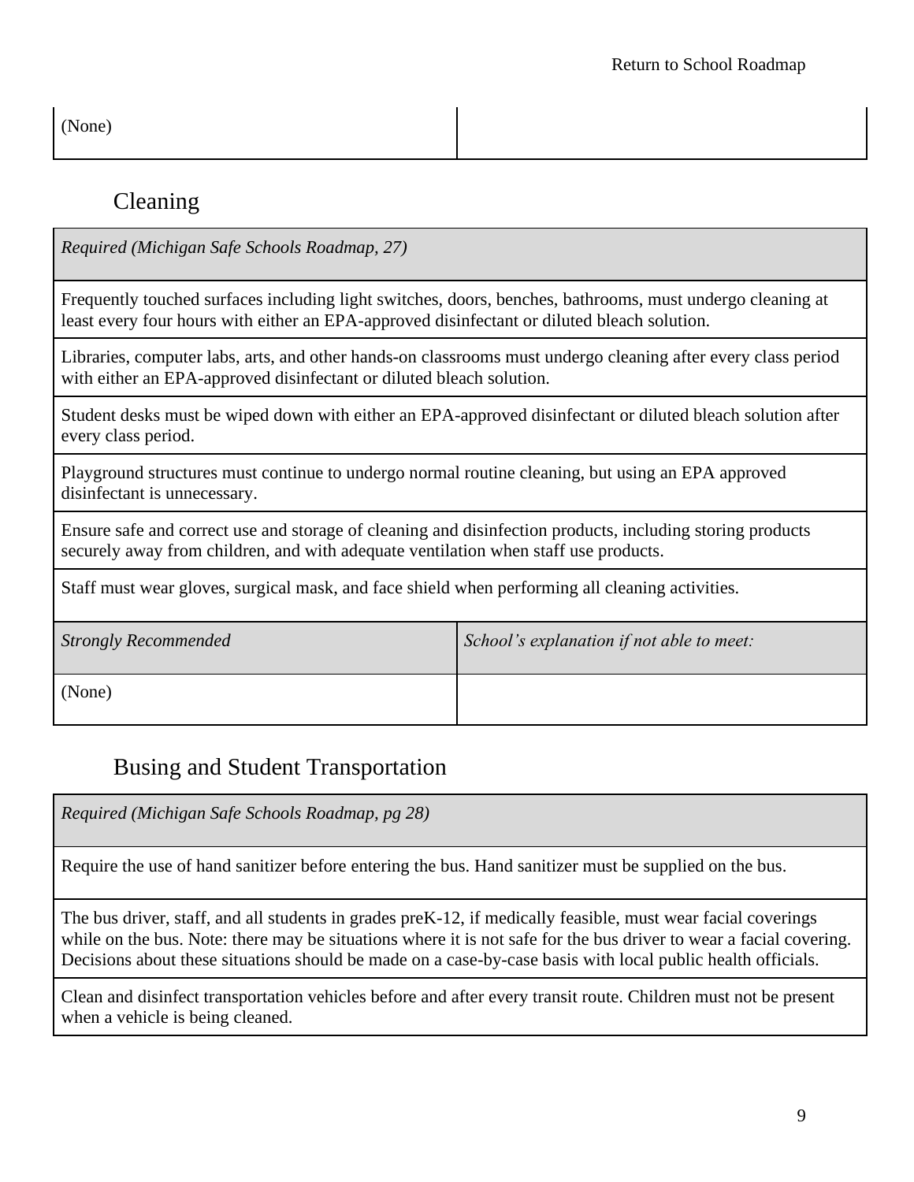| (None) | |
|---|---|

## Cleaning

| *Required (Michigan Safe Schools Roadmap, 27)* |
|---|
| Frequently touched surfaces including light switches, doors, benches, bathrooms, must undergo cleaning at least every four hours with either an EPA-approved disinfectant or diluted bleach solution. |
| Libraries, computer labs, arts, and other hands-on classrooms must undergo cleaning after every class period with either an EPA-approved disinfectant or diluted bleach solution. |
| Student desks must be wiped down with either an EPA-approved disinfectant or diluted bleach solution after every class period. |
| Playground structures must continue to undergo normal routine cleaning, but using an EPA approved disinfectant is unnecessary. |
| Ensure safe and correct use and storage of cleaning and disinfection products, including storing products securely away from children, and with adequate ventilation when staff use products. |
| Staff must wear gloves, surgical mask, and face shield when performing all cleaning activities. |

| *Strongly Recommended* | *School's explanation if not able to meet:* |
|---|---|
| (None) | |

## Busing and Student Transportation

| *Required (Michigan Safe Schools Roadmap, pg 28)* |
|---|
| Require the use of hand sanitizer before entering the bus. Hand sanitizer must be supplied on the bus. |
| The bus driver, staff, and all students in grades preK-12, if medically feasible, must wear facial coverings while on the bus. Note: there may be situations where it is not safe for the bus driver to wear a facial covering. Decisions about these situations should be made on a case-by-case basis with local public health officials. |
| Clean and disinfect transportation vehicles before and after every transit route. Children must not be present when a vehicle is being cleaned. |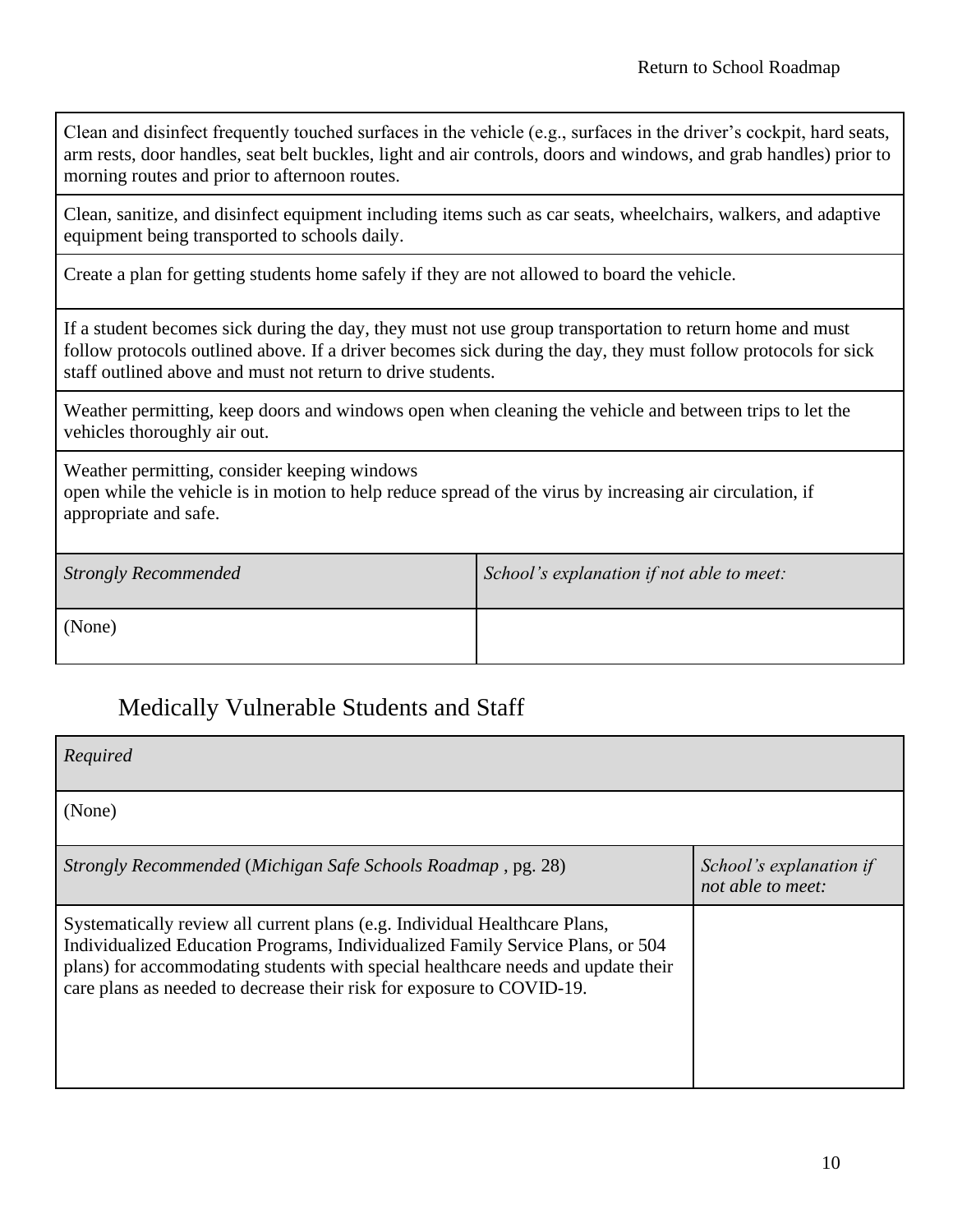| Clean and disinfect frequently touched surfaces in the vehicle (e.g., surfaces in the driver's cockpit, hard seats, arm rests, door handles, seat belt buckles, light and air controls, doors and windows, and grab handles) prior to morning routes and prior to afternoon routes. | |
|---|---|
| Clean, sanitize, and disinfect equipment including items such as car seats, wheelchairs, walkers, and adaptive equipment being transported to schools daily. | |
| Create a plan for getting students home safely if they are not allowed to board the vehicle. | |
| If a student becomes sick during the day, they must not use group transportation to return home and must follow protocols outlined above. If a driver becomes sick during the day, they must follow protocols for sick staff outlined above and must not return to drive students. | |
| Weather permitting, keep doors and windows open when cleaning the vehicle and between trips to let the vehicles thoroughly air out. | |
| Weather permitting, consider keeping windows open while the vehicle is in motion to help reduce spread of the virus by increasing air circulation, if appropriate and safe. | |
| *Strongly Recommended* | *School's explanation if not able to meet:* |
| (None) | |

## Medically Vulnerable Students and Staff

| *Required* | |
|---|---|
| (None) | |
| *Strongly Recommended* (*Michigan Safe Schools Roadmap* , pg. 28) | *School's explanation if not able to meet:* |
| Systematically review all current plans (e.g. Individual Healthcare Plans, Individualized Education Programs, Individualized Family Service Plans, or 504 plans) for accommodating students with special healthcare needs and update their care plans as needed to decrease their risk for exposure to COVID-19. | |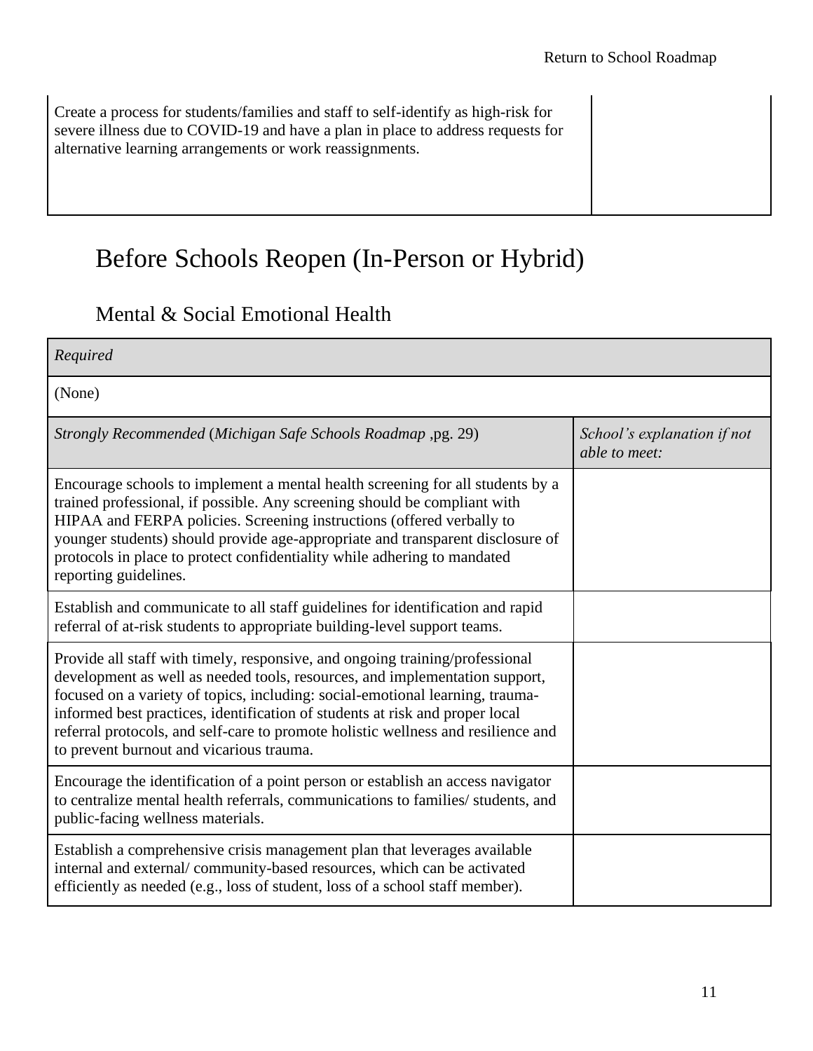| Create a process for students/families and staff to self-identify as high-risk for severe illness due to COVID-19 and have a plan in place to address requests for alternative learning arrangements or work reassignments. | |
|---|---|

# Before Schools Reopen (In-Person or Hybrid)

## Mental & Social Emotional Health

| *Required* | |
|---|---|
| (None) | |
| *Strongly Recommended* (*Michigan Safe Schools Roadmap* ,pg. 29) | *School's explanation if not able to meet:* |
| Encourage schools to implement a mental health screening for all students by a trained professional, if possible. Any screening should be compliant with HIPAA and FERPA policies. Screening instructions (offered verbally to younger students) should provide age-appropriate and transparent disclosure of protocols in place to protect confidentiality while adhering to mandated reporting guidelines. | |
| Establish and communicate to all staff guidelines for identification and rapid referral of at-risk students to appropriate building-level support teams. | |
| Provide all staff with timely, responsive, and ongoing training/professional development as well as needed tools, resources, and implementation support, focused on a variety of topics, including: social-emotional learning, trauma-informed best practices, identification of students at risk and proper local referral protocols, and self-care to promote holistic wellness and resilience and to prevent burnout and vicarious trauma. | |
| Encourage the identification of a point person or establish an access navigator to centralize mental health referrals, communications to families/ students, and public-facing wellness materials. | |
| Establish a comprehensive crisis management plan that leverages available internal and external/ community-based resources, which can be activated efficiently as needed (e.g., loss of student, loss of a school staff member). | |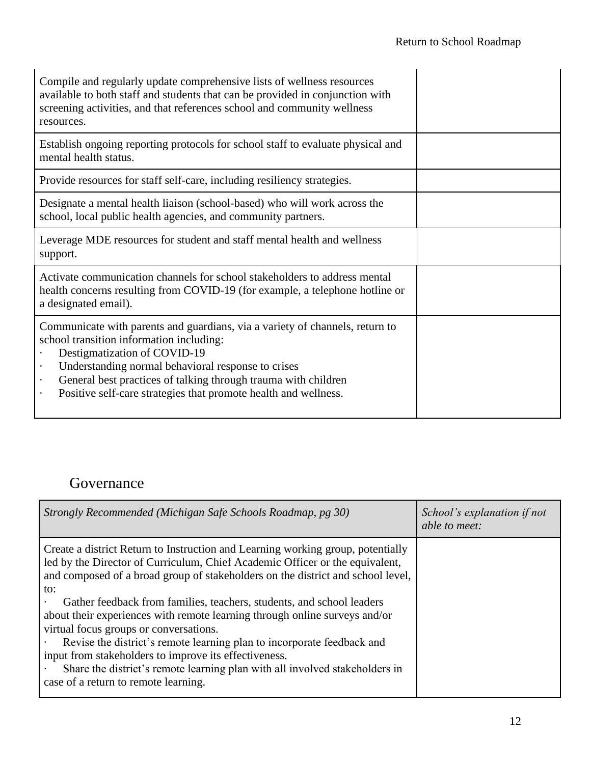| | |
|---|---|
| Compile and regularly update comprehensive lists of wellness resources available to both staff and students that can be provided in conjunction with screening activities, and that references school and community wellness resources. | |
| Establish ongoing reporting protocols for school staff to evaluate physical and mental health status. | |
| Provide resources for staff self-care, including resiliency strategies. | |
| Designate a mental health liaison (school-based) who will work across the school, local public health agencies, and community partners. | |
| Leverage MDE resources for student and staff mental health and wellness support. | |
| Activate communication channels for school stakeholders to address mental health concerns resulting from COVID-19 (for example, a telephone hotline or a designated email). | |
| Communicate with parents and guardians, via a variety of channels, return to school transition information including:<br>· Destigmatization of COVID-19<br>· Understanding normal behavioral response to crises<br>· General best practices of talking through trauma with children<br>· Positive self-care strategies that promote health and wellness. | |

## Governance

| *Strongly Recommended (Michigan Safe Schools Roadmap, pg 30)* | *School's explanation if not able to meet:* |
|---|---|
| Create a district Return to Instruction and Learning working group, potentially led by the Director of Curriculum, Chief Academic Officer or the equivalent, and composed of a broad group of stakeholders on the district and school level, to:<br>· Gather feedback from families, teachers, students, and school leaders about their experiences with remote learning through online surveys and/or virtual focus groups or conversations.<br>· Revise the district's remote learning plan to incorporate feedback and input from stakeholders to improve its effectiveness.<br>· Share the district's remote learning plan with all involved stakeholders in case of a return to remote learning. | |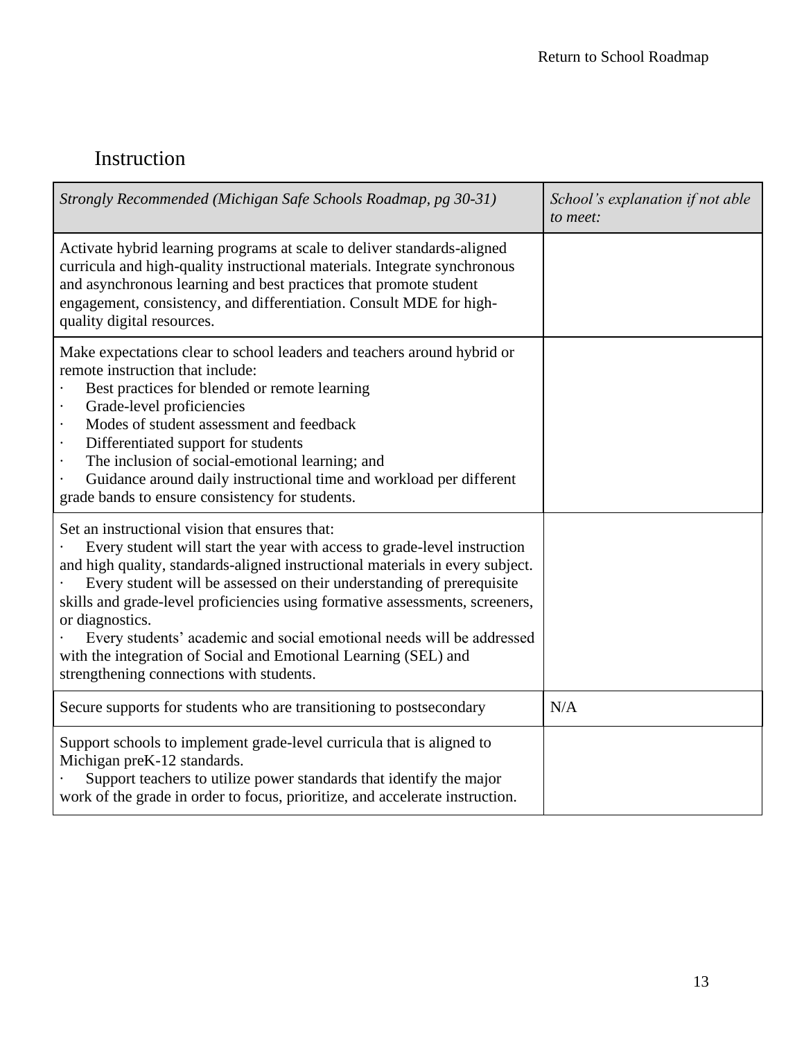## Instruction

| *Strongly Recommended (Michigan Safe Schools Roadmap, pg 30-31)* | *School's explanation if not able to meet:* |
|---|---|
| Activate hybrid learning programs at scale to deliver standards-aligned curricula and high-quality instructional materials. Integrate synchronous and asynchronous learning and best practices that promote student engagement, consistency, and differentiation. Consult MDE for high-quality digital resources. | |
| Make expectations clear to school leaders and teachers around hybrid or remote instruction that include:<br>· Best practices for blended or remote learning<br>· Grade-level proficiencies<br>· Modes of student assessment and feedback<br>· Differentiated support for students<br>· The inclusion of social-emotional learning; and<br>· Guidance around daily instructional time and workload per different grade bands to ensure consistency for students. | |
| Set an instructional vision that ensures that:<br>· Every student will start the year with access to grade-level instruction and high quality, standards-aligned instructional materials in every subject.<br>· Every student will be assessed on their understanding of prerequisite skills and grade-level proficiencies using formative assessments, screeners, or diagnostics.<br>· Every students' academic and social emotional needs will be addressed with the integration of Social and Emotional Learning (SEL) and strengthening connections with students. | |
| Secure supports for students who are transitioning to postsecondary | N/A |
| Support schools to implement grade-level curricula that is aligned to Michigan preK-12 standards.<br>· Support teachers to utilize power standards that identify the major work of the grade in order to focus, prioritize, and accelerate instruction. | |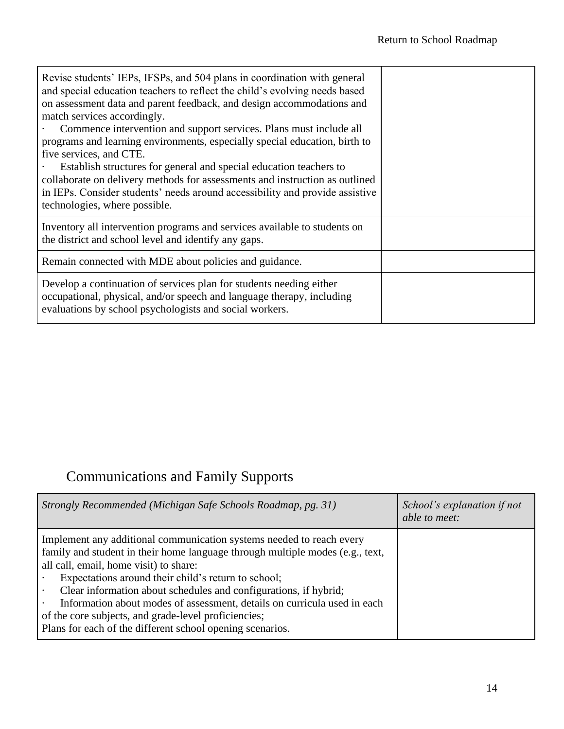| | |
|---|---|
| Revise students' IEPs, IFSPs, and 504 plans in coordination with general and special education teachers to reflect the child's evolving needs based on assessment data and parent feedback, and design accommodations and match services accordingly.<br>· Commence intervention and support services. Plans must include all programs and learning environments, especially special education, birth to five services, and CTE.<br>· Establish structures for general and special education teachers to collaborate on delivery methods for assessments and instruction as outlined in IEPs. Consider students' needs around accessibility and provide assistive technologies, where possible. | |
| Inventory all intervention programs and services available to students on the district and school level and identify any gaps. | |
| Remain connected with MDE about policies and guidance. | |
| Develop a continuation of services plan for students needing either occupational, physical, and/or speech and language therapy, including evaluations by school psychologists and social workers. | |

## Communications and Family Supports

| *Strongly Recommended (Michigan Safe Schools Roadmap, pg. 31)* | *School's explanation if not able to meet:* |
|---|---|
| Implement any additional communication systems needed to reach every family and student in their home language through multiple modes (e.g., text, all call, email, home visit) to share:<br>· Expectations around their child's return to school;<br>· Clear information about schedules and configurations, if hybrid;<br>· Information about modes of assessment, details on curricula used in each of the core subjects, and grade-level proficiencies;<br>Plans for each of the different school opening scenarios. | |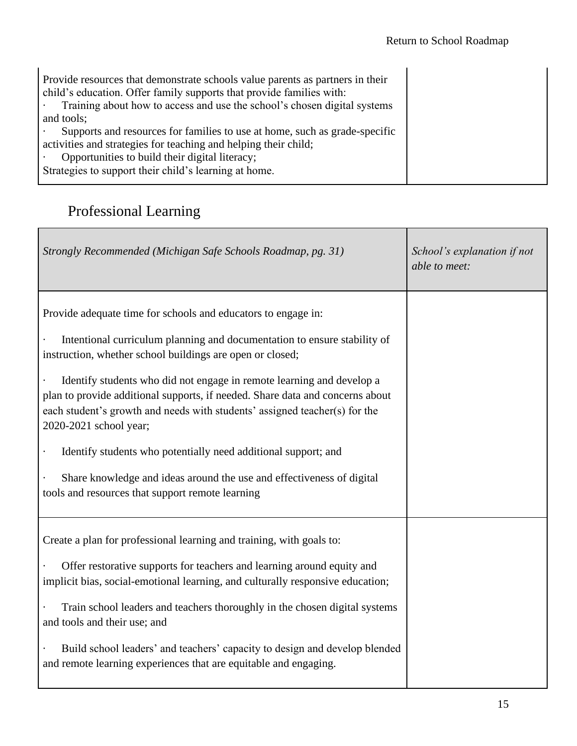| | |
|---|---|
| Provide resources that demonstrate schools value parents as partners in their child's education. Offer family supports that provide families with:<br>· Training about how to access and use the school's chosen digital systems and tools;<br>· Supports and resources for families to use at home, such as grade-specific activities and strategies for teaching and helping their child;<br>· Opportunities to build their digital literacy;<br>Strategies to support their child's learning at home. | |

## Professional Learning

| *Strongly Recommended (Michigan Safe Schools Roadmap, pg. 31)* | *School's explanation if not able to meet:* |
|---|---|
| Provide adequate time for schools and educators to engage in:<br>· Intentional curriculum planning and documentation to ensure stability of instruction, whether school buildings are open or closed;<br>· Identify students who did not engage in remote learning and develop a plan to provide additional supports, if needed. Share data and concerns about each student's growth and needs with students' assigned teacher(s) for the 2020-2021 school year;<br>· Identify students who potentially need additional support; and<br>· Share knowledge and ideas around the use and effectiveness of digital tools and resources that support remote learning | |
| Create a plan for professional learning and training, with goals to:<br>· Offer restorative supports for teachers and learning around equity and implicit bias, social-emotional learning, and culturally responsive education;<br>· Train school leaders and teachers thoroughly in the chosen digital systems and tools and their use; and<br>· Build school leaders' and teachers' capacity to design and develop blended and remote learning experiences that are equitable and engaging. | |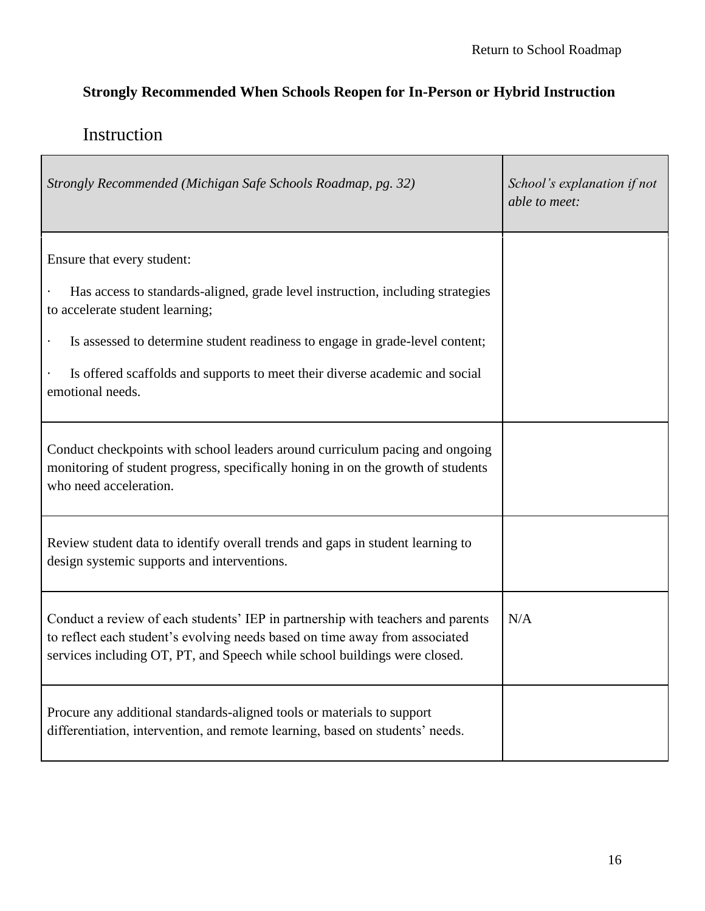**Strongly Recommended When Schools Reopen for In-Person or Hybrid Instruction**

## Instruction

| *Strongly Recommended (Michigan Safe Schools Roadmap, pg. 32)* | *School's explanation if not able to meet:* |
|---|---|
| Ensure that every student:<br><br>· Has access to standards-aligned, grade level instruction, including strategies to accelerate student learning;<br><br>· Is assessed to determine student readiness to engage in grade-level content;<br><br>· Is offered scaffolds and supports to meet their diverse academic and social emotional needs. | |
| Conduct checkpoints with school leaders around curriculum pacing and ongoing monitoring of student progress, specifically honing in on the growth of students who need acceleration. | |
| Review student data to identify overall trends and gaps in student learning to design systemic supports and interventions. | |
| Conduct a review of each students' IEP in partnership with teachers and parents to reflect each student's evolving needs based on time away from associated services including OT, PT, and Speech while school buildings were closed. | N/A |
| Procure any additional standards-aligned tools or materials to support differentiation, intervention, and remote learning, based on students' needs. | |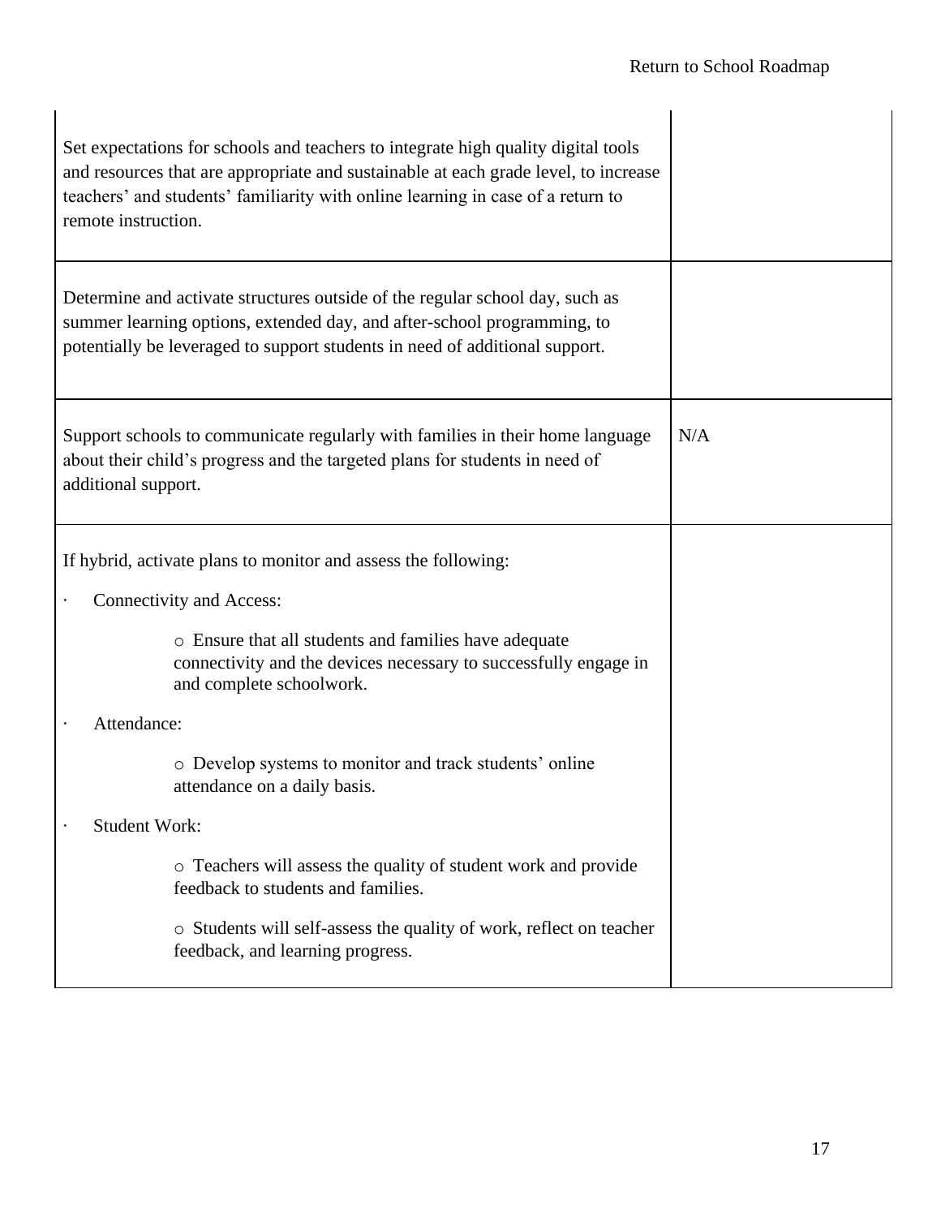| | |
|---|---|
| Set expectations for schools and teachers to integrate high quality digital tools and resources that are appropriate and sustainable at each grade level, to increase teachers' and students' familiarity with online learning in case of a return to remote instruction. | |
| Determine and activate structures outside of the regular school day, such as summer learning options, extended day, and after-school programming, to potentially be leveraged to support students in need of additional support. | |
| Support schools to communicate regularly with families in their home language about their child's progress and the targeted plans for students in need of additional support. | N/A |
| If hybrid, activate plans to monitor and assess the following:<br>· Connectivity and Access:<br>o Ensure that all students and families have adequate connectivity and the devices necessary to successfully engage in and complete schoolwork.<br>· Attendance:<br>o Develop systems to monitor and track students' online attendance on a daily basis.<br>· Student Work:<br>o Teachers will assess the quality of student work and provide feedback to students and families.<br>o Students will self-assess the quality of work, reflect on teacher feedback, and learning progress. | |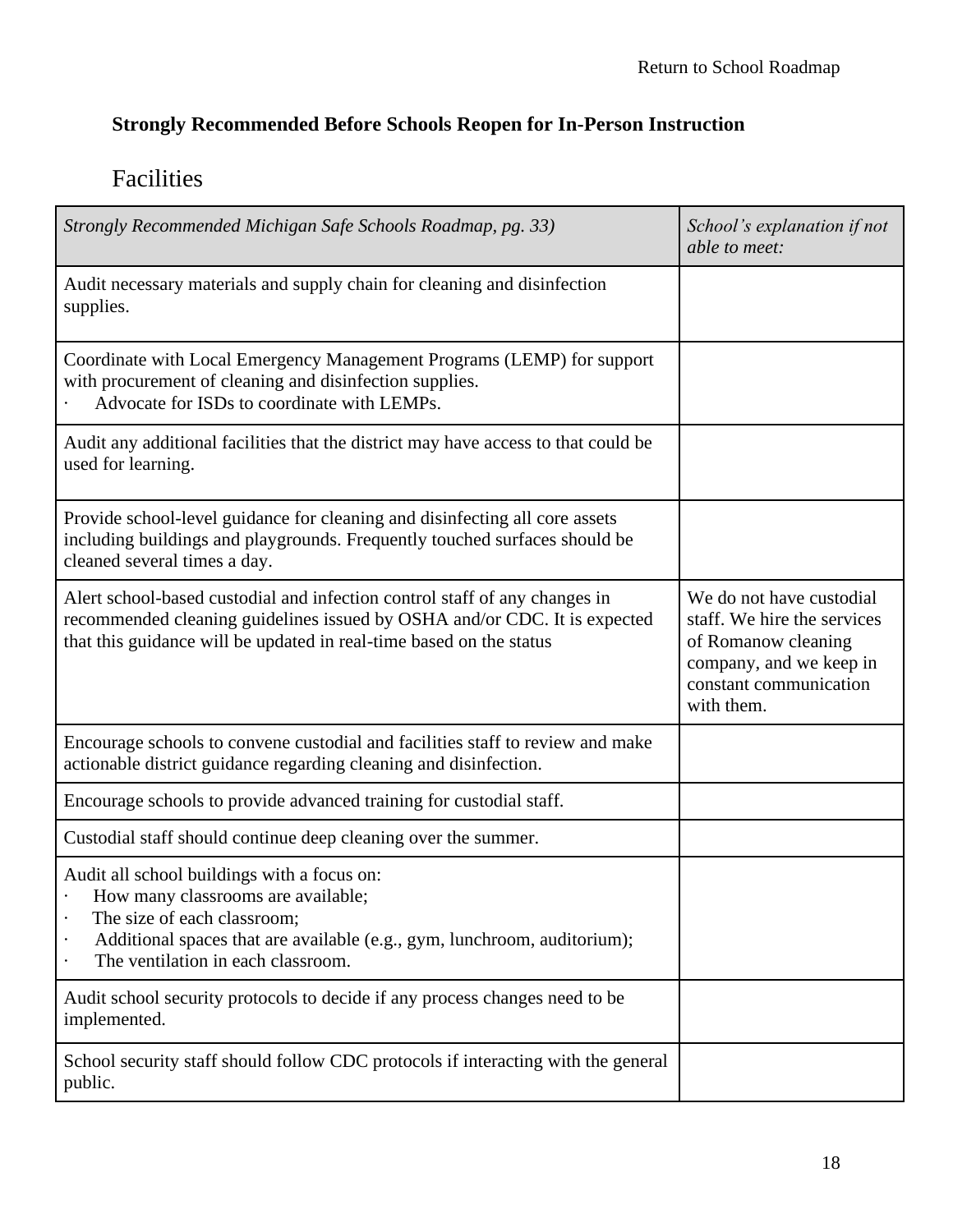**Strongly Recommended Before Schools Reopen for In-Person Instruction**

## Facilities

| *Strongly Recommended Michigan Safe Schools Roadmap, pg. 33)* | *School's explanation if not able to meet:* |
|---|---|
| Audit necessary materials and supply chain for cleaning and disinfection supplies. | |
| Coordinate with Local Emergency Management Programs (LEMP) for support with procurement of cleaning and disinfection supplies.<br>· Advocate for ISDs to coordinate with LEMPs. | |
| Audit any additional facilities that the district may have access to that could be used for learning. | |
| Provide school-level guidance for cleaning and disinfecting all core assets including buildings and playgrounds. Frequently touched surfaces should be cleaned several times a day. | |
| Alert school-based custodial and infection control staff of any changes in recommended cleaning guidelines issued by OSHA and/or CDC. It is expected that this guidance will be updated in real-time based on the status | We do not have custodial staff. We hire the services of Romanow cleaning company, and we keep in constant communication with them. |
| Encourage schools to convene custodial and facilities staff to review and make actionable district guidance regarding cleaning and disinfection. | |
| Encourage schools to provide advanced training for custodial staff. | |
| Custodial staff should continue deep cleaning over the summer. | |
| Audit all school buildings with a focus on:<br>· How many classrooms are available;<br>· The size of each classroom;<br>· Additional spaces that are available (e.g., gym, lunchroom, auditorium);<br>· The ventilation in each classroom. | |
| Audit school security protocols to decide if any process changes need to be implemented. | |
| School security staff should follow CDC protocols if interacting with the general public. | |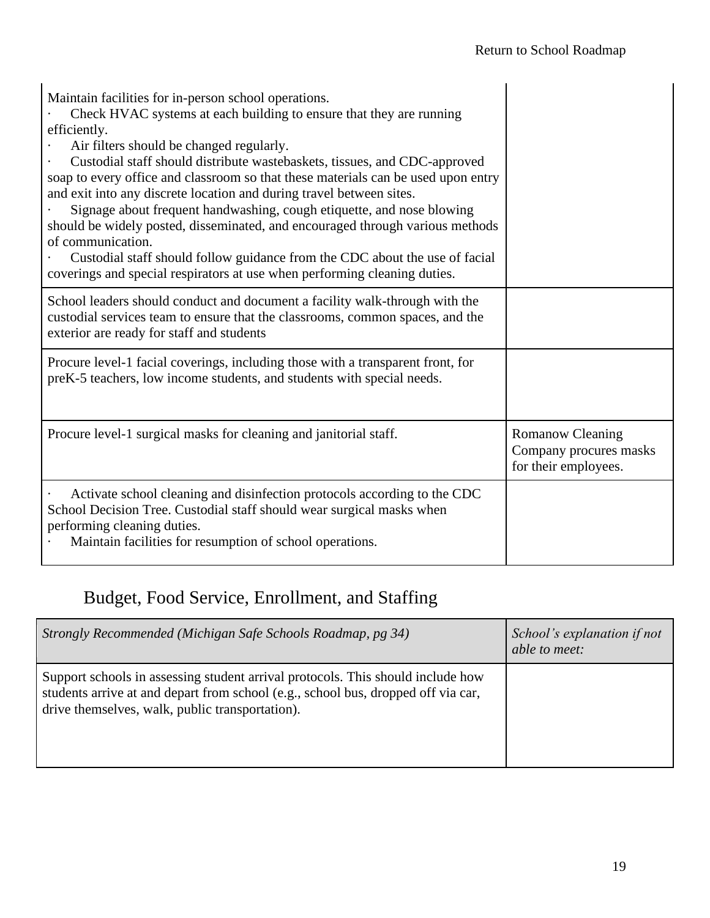| | |
|---|---|
| Maintain facilities for in-person school operations.<br>· Check HVAC systems at each building to ensure that they are running efficiently.<br>· Air filters should be changed regularly.<br>· Custodial staff should distribute wastebaskets, tissues, and CDC-approved soap to every office and classroom so that these materials can be used upon entry and exit into any discrete location and during travel between sites.<br>· Signage about frequent handwashing, cough etiquette, and nose blowing should be widely posted, disseminated, and encouraged through various methods of communication.<br>· Custodial staff should follow guidance from the CDC about the use of facial coverings and special respirators at use when performing cleaning duties. | |
| School leaders should conduct and document a facility walk-through with the custodial services team to ensure that the classrooms, common spaces, and the exterior are ready for staff and students | |
| Procure level-1 facial coverings, including those with a transparent front, for preK-5 teachers, low income students, and students with special needs. | |
| Procure level-1 surgical masks for cleaning and janitorial staff. | Romanow Cleaning Company procures masks for their employees. |
| · Activate school cleaning and disinfection protocols according to the CDC School Decision Tree. Custodial staff should wear surgical masks when performing cleaning duties.<br>· Maintain facilities for resumption of school operations. | |

## Budget, Food Service, Enrollment, and Staffing

| *Strongly Recommended (Michigan Safe Schools Roadmap, pg 34)* | *School's explanation if not able to meet:* |
|---|---|
| Support schools in assessing student arrival protocols. This should include how students arrive at and depart from school (e.g., school bus, dropped off via car, drive themselves, walk, public transportation). | |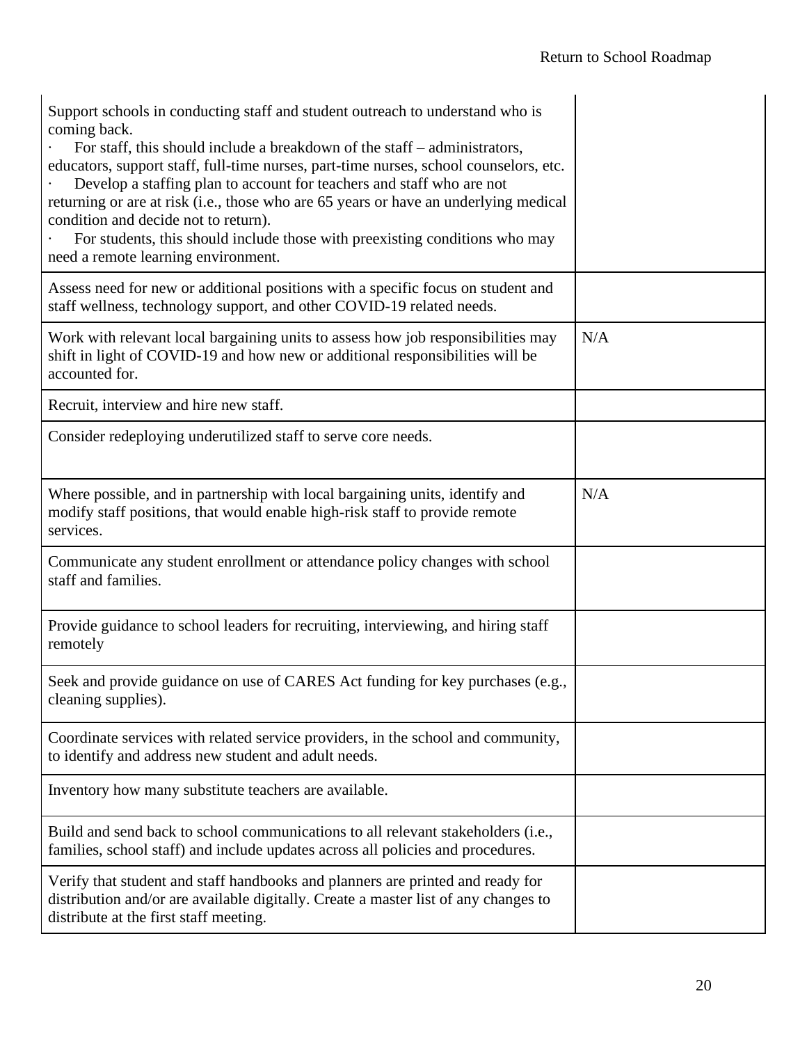| | |
|---|---|
| Support schools in conducting staff and student outreach to understand who is coming back.<br>· For staff, this should include a breakdown of the staff – administrators, educators, support staff, full-time nurses, part-time nurses, school counselors, etc.<br>· Develop a staffing plan to account for teachers and staff who are not returning or are at risk (i.e., those who are 65 years or have an underlying medical condition and decide not to return).<br>· For students, this should include those with preexisting conditions who may need a remote learning environment. | |
| Assess need for new or additional positions with a specific focus on student and staff wellness, technology support, and other COVID-19 related needs. | |
| Work with relevant local bargaining units to assess how job responsibilities may shift in light of COVID-19 and how new or additional responsibilities will be accounted for. | N/A |
| Recruit, interview and hire new staff. | |
| Consider redeploying underutilized staff to serve core needs. | |
| Where possible, and in partnership with local bargaining units, identify and modify staff positions, that would enable high-risk staff to provide remote services. | N/A |
| Communicate any student enrollment or attendance policy changes with school staff and families. | |
| Provide guidance to school leaders for recruiting, interviewing, and hiring staff remotely | |
| Seek and provide guidance on use of CARES Act funding for key purchases (e.g., cleaning supplies). | |
| Coordinate services with related service providers, in the school and community, to identify and address new student and adult needs. | |
| Inventory how many substitute teachers are available. | |
| Build and send back to school communications to all relevant stakeholders (i.e., families, school staff) and include updates across all policies and procedures. | |
| Verify that student and staff handbooks and planners are printed and ready for distribution and/or are available digitally. Create a master list of any changes to distribute at the first staff meeting. | |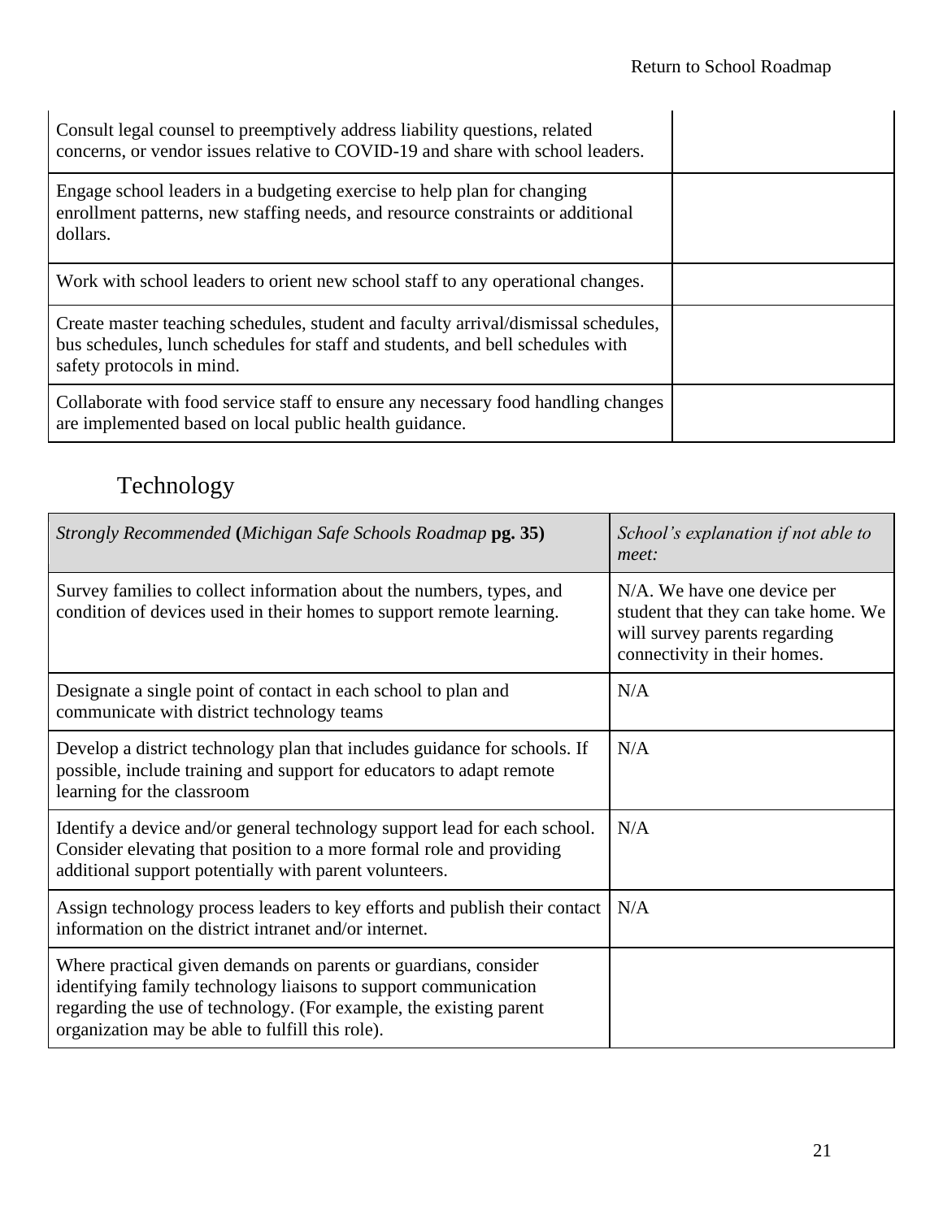| | |
|---|---|
| Consult legal counsel to preemptively address liability questions, related concerns, or vendor issues relative to COVID-19 and share with school leaders. | |
| Engage school leaders in a budgeting exercise to help plan for changing enrollment patterns, new staffing needs, and resource constraints or additional dollars. | |
| Work with school leaders to orient new school staff to any operational changes. | |
| Create master teaching schedules, student and faculty arrival/dismissal schedules, bus schedules, lunch schedules for staff and students, and bell schedules with safety protocols in mind. | |
| Collaborate with food service staff to ensure any necessary food handling changes are implemented based on local public health guidance. | |

## Technology

| *Strongly Recommended* **(***Michigan Safe Schools Roadmap* **pg. 35)** | *School's explanation if not able to meet:* |
|---|---|
| Survey families to collect information about the numbers, types, and condition of devices used in their homes to support remote learning. | N/A. We have one device per student that they can take home. We will survey parents regarding connectivity in their homes. |
| Designate a single point of contact in each school to plan and communicate with district technology teams | N/A |
| Develop a district technology plan that includes guidance for schools. If possible, include training and support for educators to adapt remote learning for the classroom | N/A |
| Identify a device and/or general technology support lead for each school. Consider elevating that position to a more formal role and providing additional support potentially with parent volunteers. | N/A |
| Assign technology process leaders to key efforts and publish their contact information on the district intranet and/or internet. | N/A |
| Where practical given demands on parents or guardians, consider identifying family technology liaisons to support communication regarding the use of technology. (For example, the existing parent organization may be able to fulfill this role). | |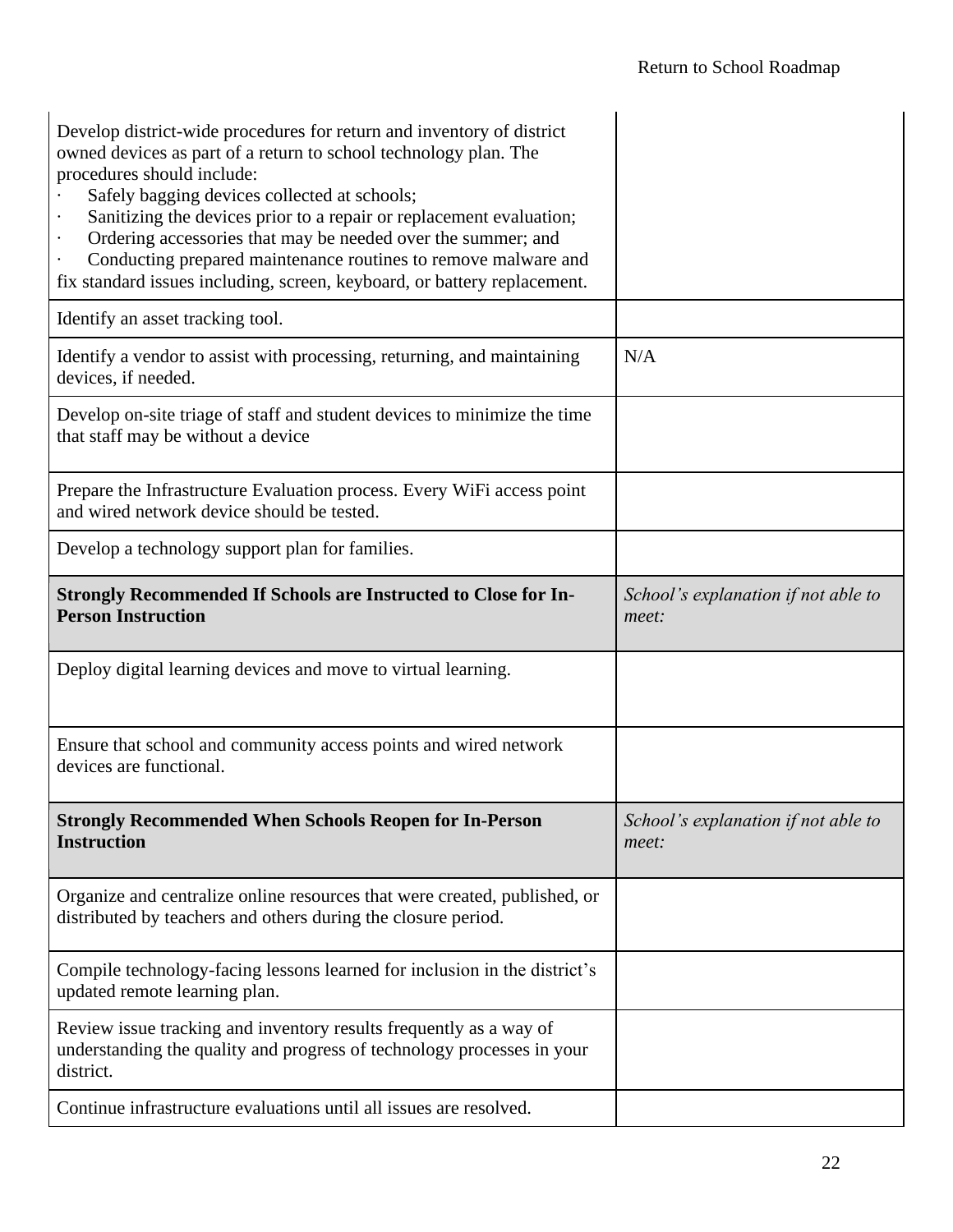| | |
|---|---|
| Develop district-wide procedures for return and inventory of district owned devices as part of a return to school technology plan. The procedures should include:<br>· Safely bagging devices collected at schools;<br>· Sanitizing the devices prior to a repair or replacement evaluation;<br>· Ordering accessories that may be needed over the summer; and<br>· Conducting prepared maintenance routines to remove malware and fix standard issues including, screen, keyboard, or battery replacement. | |
| Identify an asset tracking tool. | |
| Identify a vendor to assist with processing, returning, and maintaining devices, if needed. | N/A |
| Develop on-site triage of staff and student devices to minimize the time that staff may be without a device | |
| Prepare the Infrastructure Evaluation process. Every WiFi access point and wired network device should be tested. | |
| Develop a technology support plan for families. | |
| **Strongly Recommended If Schools are Instructed to Close for In-Person Instruction** | *School's explanation if not able to meet:* |
| Deploy digital learning devices and move to virtual learning. | |
| Ensure that school and community access points and wired network devices are functional. | |
| **Strongly Recommended When Schools Reopen for In-Person Instruction** | *School's explanation if not able to meet:* |
| Organize and centralize online resources that were created, published, or distributed by teachers and others during the closure period. | |
| Compile technology-facing lessons learned for inclusion in the district's updated remote learning plan. | |
| Review issue tracking and inventory results frequently as a way of understanding the quality and progress of technology processes in your district. | |
| Continue infrastructure evaluations until all issues are resolved. | |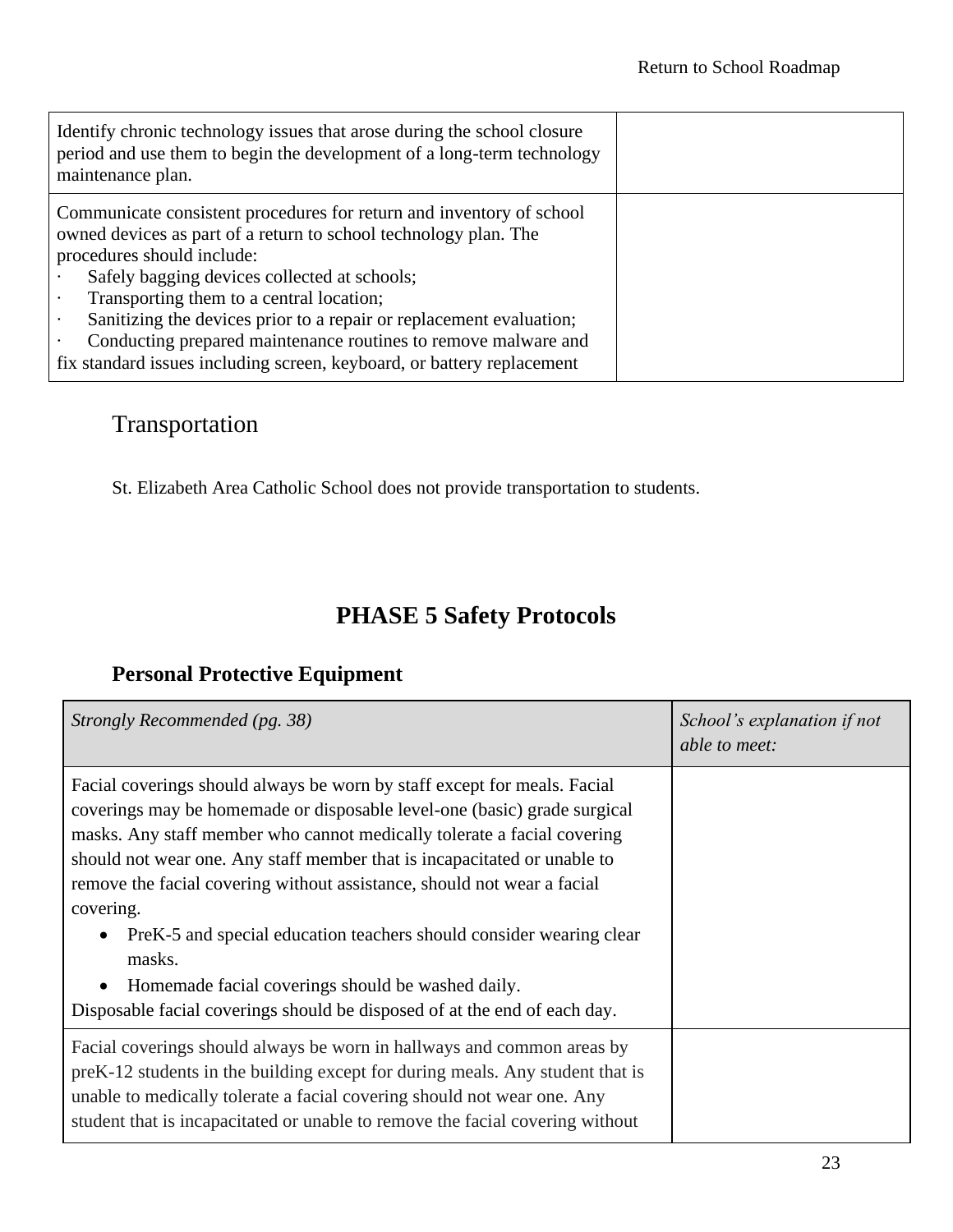| Identify chronic technology issues that arose during the school closure period and use them to begin the development of a long-term technology maintenance plan. | |
|---|---|
| Communicate consistent procedures for return and inventory of school owned devices as part of a return to school technology plan. The procedures should include:<br>· Safely bagging devices collected at schools;<br>· Transporting them to a central location;<br>· Sanitizing the devices prior to a repair or replacement evaluation;<br>· Conducting prepared maintenance routines to remove malware and fix standard issues including screen, keyboard, or battery replacement | |

## Transportation

St. Elizabeth Area Catholic School does not provide transportation to students.

# PHASE 5 Safety Protocols

### Personal Protective Equipment

| *Strongly Recommended (pg. 38)* | *School's explanation if not able to meet:* |
|---|---|
| Facial coverings should always be worn by staff except for meals. Facial coverings may be homemade or disposable level-one (basic) grade surgical masks. Any staff member who cannot medically tolerate a facial covering should not wear one. Any staff member that is incapacitated or unable to remove the facial covering without assistance, should not wear a facial covering.<br>• PreK-5 and special education teachers should consider wearing clear masks.<br>• Homemade facial coverings should be washed daily.<br>Disposable facial coverings should be disposed of at the end of each day. | |
| Facial coverings should always be worn in hallways and common areas by preK-12 students in the building except for during meals. Any student that is unable to medically tolerate a facial covering should not wear one. Any student that is incapacitated or unable to remove the facial covering without | |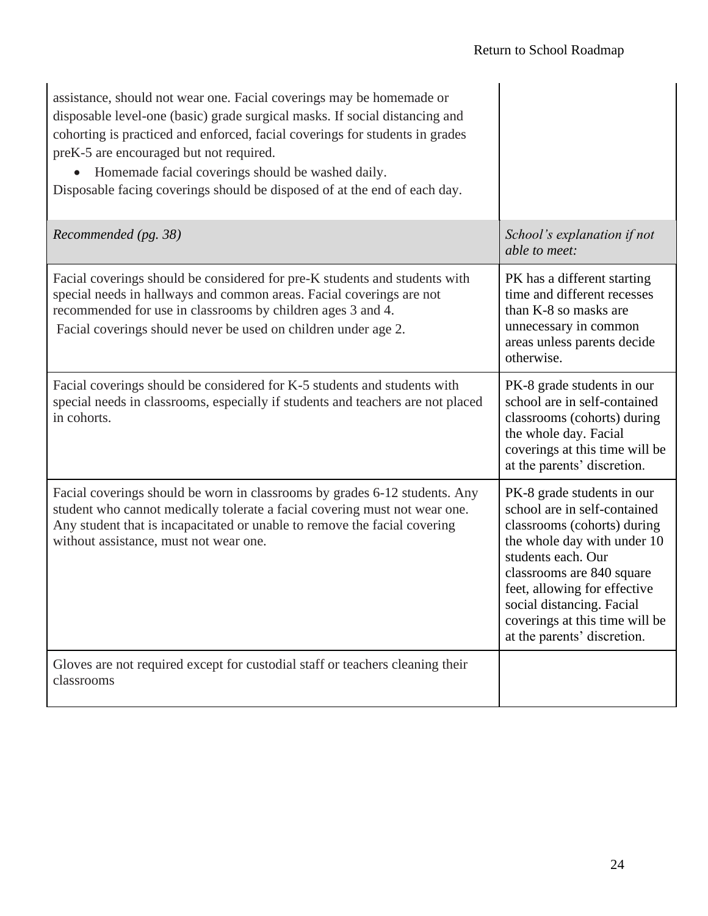| | |
|---|---|
| assistance, should not wear one. Facial coverings may be homemade or disposable level-one (basic) grade surgical masks. If social distancing and cohorting is practiced and enforced, facial coverings for students in grades preK-5 are encouraged but not required.<br>• Homemade facial coverings should be washed daily.<br>Disposable facing coverings should be disposed of at the end of each day. | |
| *Recommended (pg. 38)* | *School's explanation if not able to meet:* |
| Facial coverings should be considered for pre-K students and students with special needs in hallways and common areas. Facial coverings are not recommended for use in classrooms by children ages 3 and 4.<br>Facial coverings should never be used on children under age 2. | PK has a different starting time and different recesses than K-8 so masks are unnecessary in common areas unless parents decide otherwise. |
| Facial coverings should be considered for K-5 students and students with special needs in classrooms, especially if students and teachers are not placed in cohorts. | PK-8 grade students in our school are in self-contained classrooms (cohorts) during the whole day. Facial coverings at this time will be at the parents' discretion. |
| Facial coverings should be worn in classrooms by grades 6-12 students. Any student who cannot medically tolerate a facial covering must not wear one. Any student that is incapacitated or unable to remove the facial covering without assistance, must not wear one. | PK-8 grade students in our school are in self-contained classrooms (cohorts) during the whole day with under 10 students each. Our classrooms are 840 square feet, allowing for effective social distancing. Facial coverings at this time will be at the parents' discretion. |
| Gloves are not required except for custodial staff or teachers cleaning their classrooms | |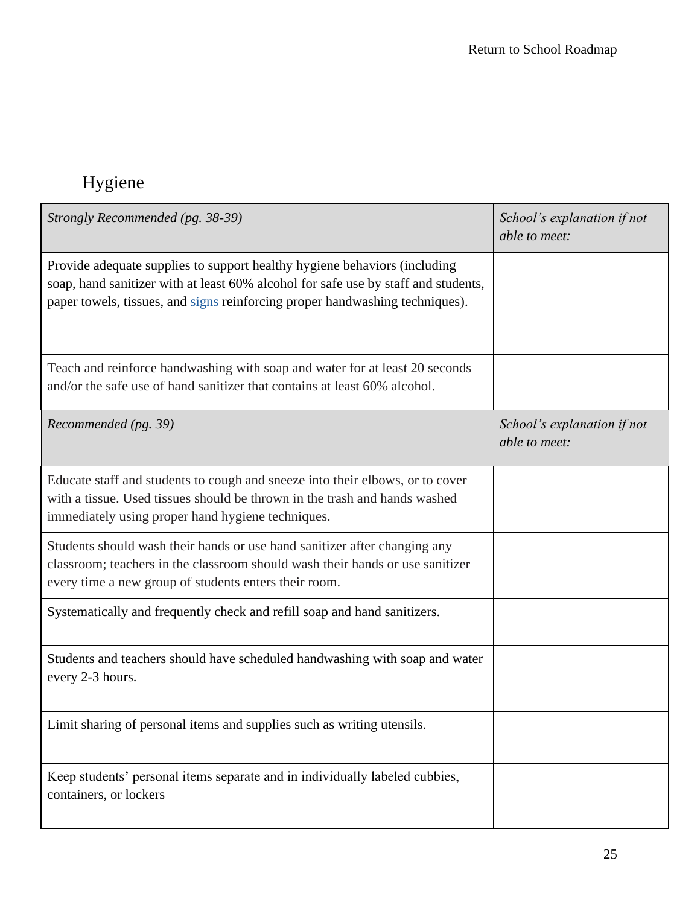## Hygiene

| *Strongly Recommended (pg. 38-39)* | *School's explanation if not able to meet:* |
| --- | --- |
| Provide adequate supplies to support healthy hygiene behaviors (including soap, hand sanitizer with at least 60% alcohol for safe use by staff and students, paper towels, tissues, and [signs](signs) reinforcing proper handwashing techniques). | |
| Teach and reinforce handwashing with soap and water for at least 20 seconds and/or the safe use of hand sanitizer that contains at least 60% alcohol. | |
| *Recommended (pg. 39)* | *School's explanation if not able to meet:* |
| Educate staff and students to cough and sneeze into their elbows, or to cover with a tissue. Used tissues should be thrown in the trash and hands washed immediately using proper hand hygiene techniques. | |
| Students should wash their hands or use hand sanitizer after changing any classroom; teachers in the classroom should wash their hands or use sanitizer every time a new group of students enters their room. | |
| Systematically and frequently check and refill soap and hand sanitizers. | |
| Students and teachers should have scheduled handwashing with soap and water every 2-3 hours. | |
| Limit sharing of personal items and supplies such as writing utensils. | |
| Keep students' personal items separate and in individually labeled cubbies, containers, or lockers | |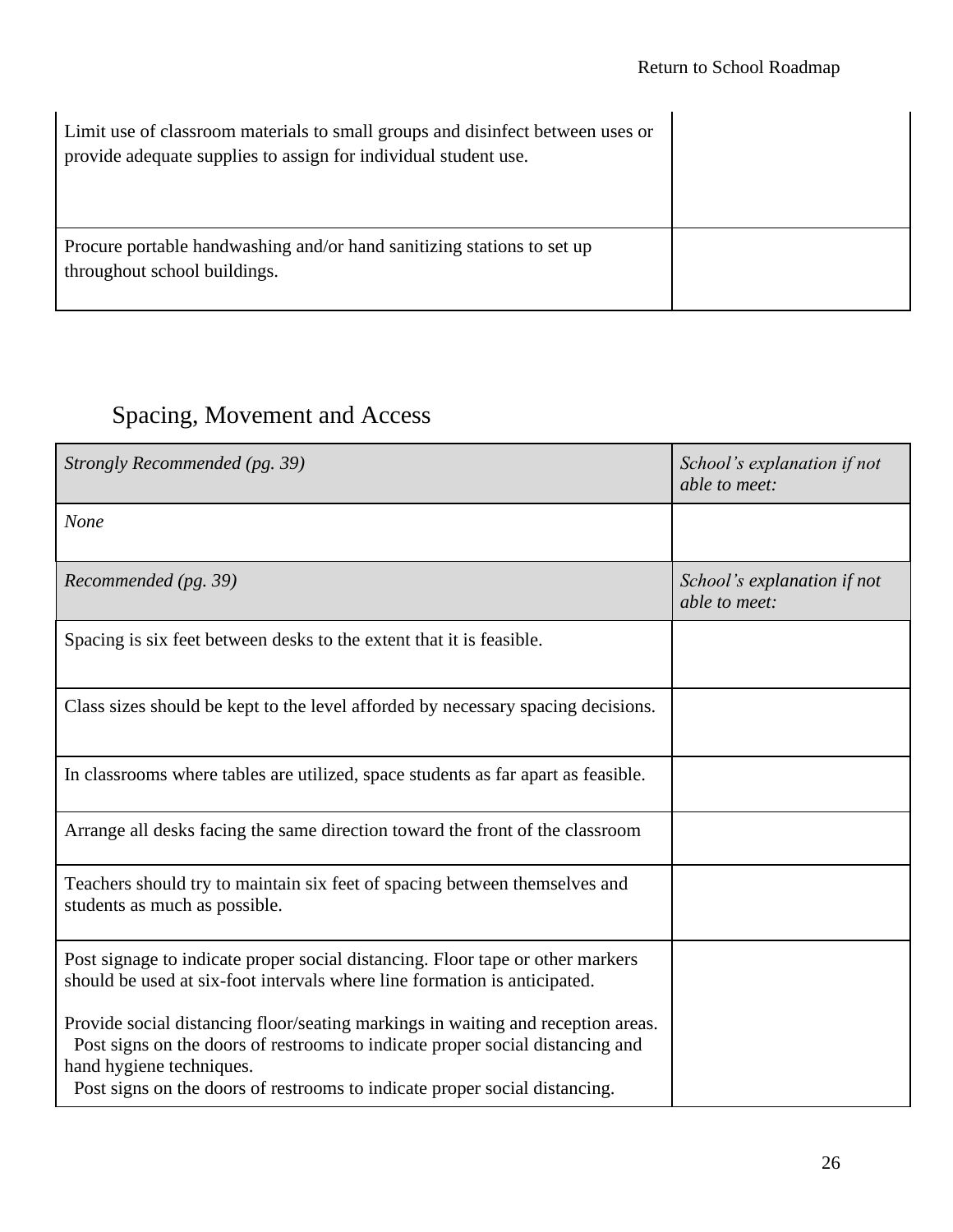| | |
|---|---|
| Limit use of classroom materials to small groups and disinfect between uses or provide adequate supplies to assign for individual student use. | |
| Procure portable handwashing and/or hand sanitizing stations to set up throughout school buildings. | |

## Spacing, Movement and Access

| *Strongly Recommended (pg. 39)* | *School's explanation if not able to meet:* |
|---|---|
| *None* | |
| *Recommended (pg. 39)* | *School's explanation if not able to meet:* |
| Spacing is six feet between desks to the extent that it is feasible. | |
| Class sizes should be kept to the level afforded by necessary spacing decisions. | |
| In classrooms where tables are utilized, space students as far apart as feasible. | |
| Arrange all desks facing the same direction toward the front of the classroom | |
| Teachers should try to maintain six feet of spacing between themselves and students as much as possible. | |
| Post signage to indicate proper social distancing. Floor tape or other markers should be used at six-foot intervals where line formation is anticipated.<br><br>Provide social distancing floor/seating markings in waiting and reception areas. Post signs on the doors of restrooms to indicate proper social distancing and hand hygiene techniques.<br>Post signs on the doors of restrooms to indicate proper social distancing. | |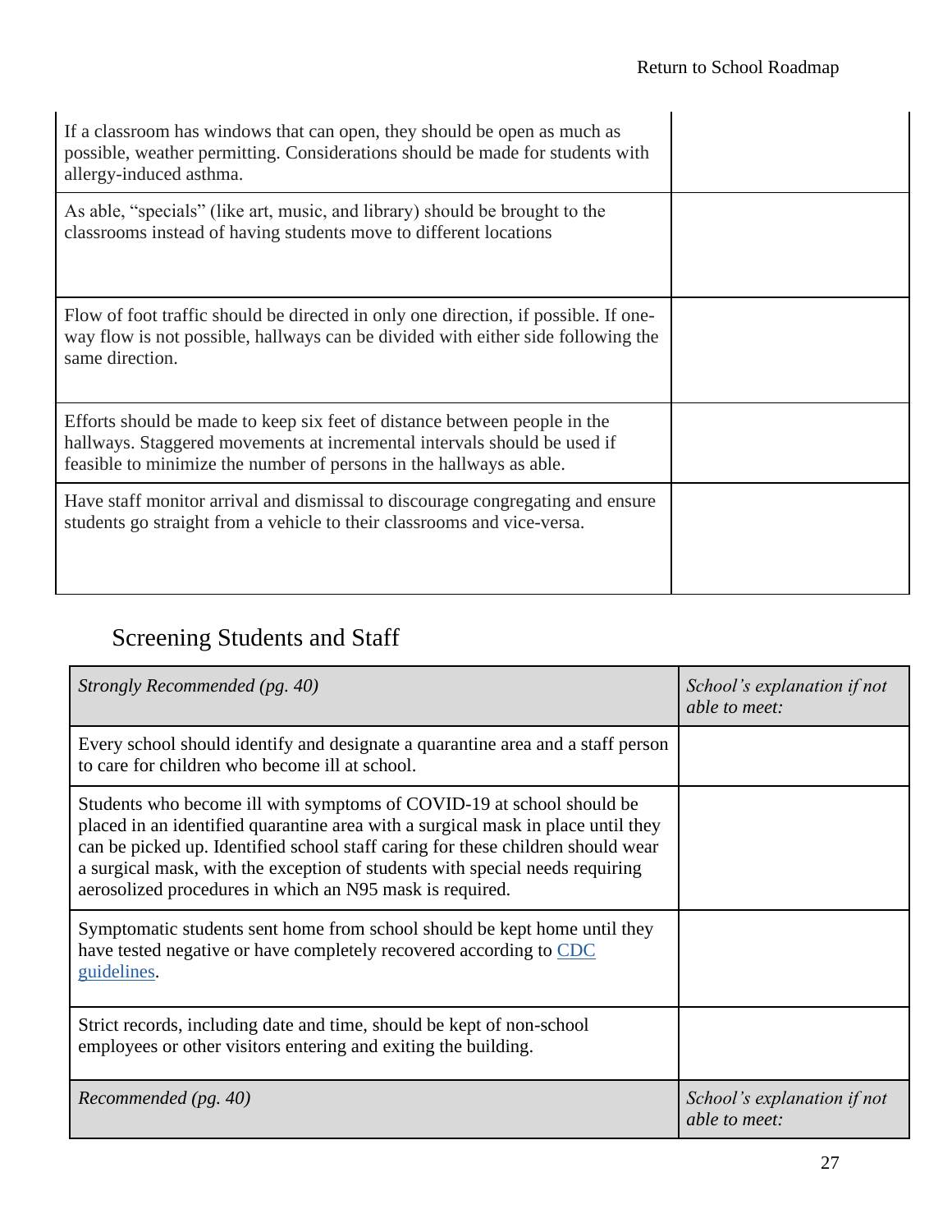| | |
|---|---|
| If a classroom has windows that can open, they should be open as much as possible, weather permitting. Considerations should be made for students with allergy-induced asthma. | |
| As able, "specials" (like art, music, and library) should be brought to the classrooms instead of having students move to different locations | |
| Flow of foot traffic should be directed in only one direction, if possible. If one-way flow is not possible, hallways can be divided with either side following the same direction. | |
| Efforts should be made to keep six feet of distance between people in the hallways. Staggered movements at incremental intervals should be used if feasible to minimize the number of persons in the hallways as able. | |
| Have staff monitor arrival and dismissal to discourage congregating and ensure students go straight from a vehicle to their classrooms and vice-versa. | |

## Screening Students and Staff

| *Strongly Recommended (pg. 40)* | *School's explanation if not able to meet:* |
|---|---|
| Every school should identify and designate a quarantine area and a staff person to care for children who become ill at school. | |
| Students who become ill with symptoms of COVID-19 at school should be placed in an identified quarantine area with a surgical mask in place until they can be picked up. Identified school staff caring for these children should wear a surgical mask, with the exception of students with special needs requiring aerosolized procedures in which an N95 mask is required. | |
| Symptomatic students sent home from school should be kept home until they have tested negative or have completely recovered according to CDC guidelines. | |
| Strict records, including date and time, should be kept of non-school employees or other visitors entering and exiting the building. | |
| *Recommended (pg. 40)* | *School's explanation if not able to meet:* |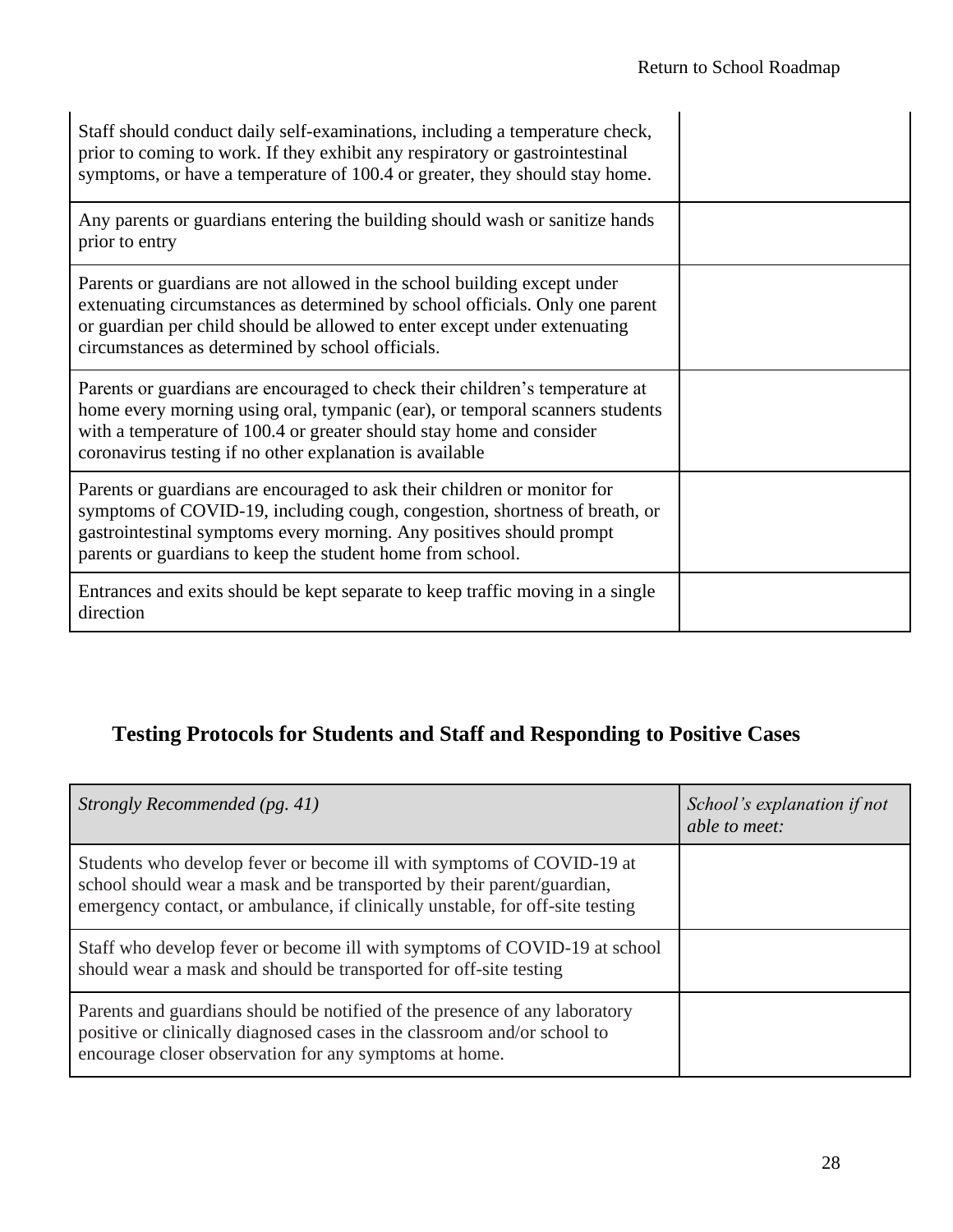| | |
|---|---|
| Staff should conduct daily self-examinations, including a temperature check, prior to coming to work. If they exhibit any respiratory or gastrointestinal symptoms, or have a temperature of 100.4 or greater, they should stay home. | |
| Any parents or guardians entering the building should wash or sanitize hands prior to entry | |
| Parents or guardians are not allowed in the school building except under extenuating circumstances as determined by school officials. Only one parent or guardian per child should be allowed to enter except under extenuating circumstances as determined by school officials. | |
| Parents or guardians are encouraged to check their children's temperature at home every morning using oral, tympanic (ear), or temporal scanners students with a temperature of 100.4 or greater should stay home and consider coronavirus testing if no other explanation is available | |
| Parents or guardians are encouraged to ask their children or monitor for symptoms of COVID-19, including cough, congestion, shortness of breath, or gastrointestinal symptoms every morning. Any positives should prompt parents or guardians to keep the student home from school. | |
| Entrances and exits should be kept separate to keep traffic moving in a single direction | |

## Testing Protocols for Students and Staff and Responding to Positive Cases

| *Strongly Recommended (pg. 41)* | *School's explanation if not able to meet:* |
|---|---|
| Students who develop fever or become ill with symptoms of COVID-19 at school should wear a mask and be transported by their parent/guardian, emergency contact, or ambulance, if clinically unstable, for off-site testing | |
| Staff who develop fever or become ill with symptoms of COVID-19 at school should wear a mask and should be transported for off-site testing | |
| Parents and guardians should be notified of the presence of any laboratory positive or clinically diagnosed cases in the classroom and/or school to encourage closer observation for any symptoms at home. | |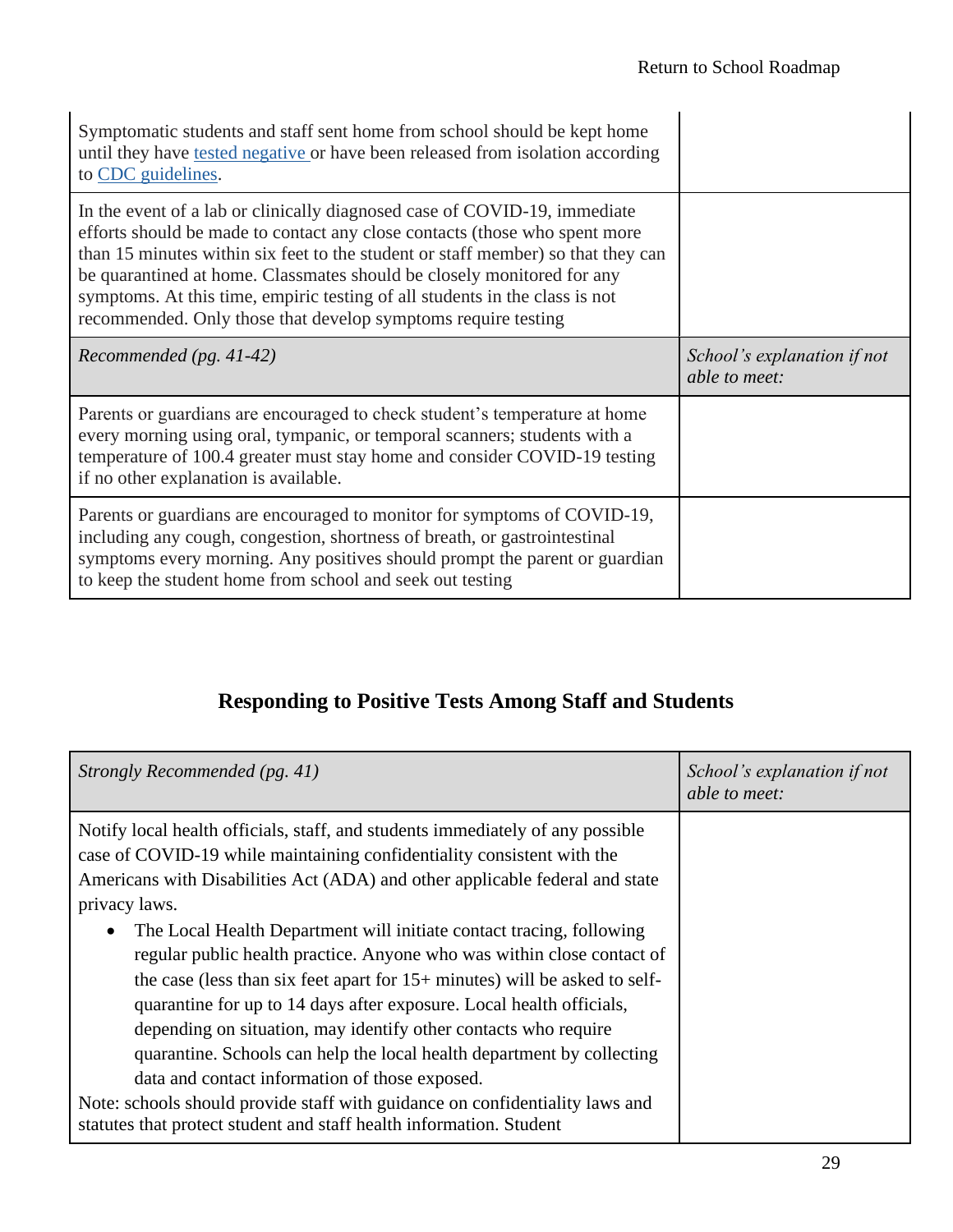| | |
|---|---|
| Symptomatic students and staff sent home from school should be kept home until they have [tested negative](#) or have been released from isolation according to [CDC guidelines](#). | |
| In the event of a lab or clinically diagnosed case of COVID-19, immediate efforts should be made to contact any close contacts (those who spent more than 15 minutes within six feet to the student or staff member) so that they can be quarantined at home. Classmates should be closely monitored for any symptoms. At this time, empiric testing of all students in the class is not recommended. Only those that develop symptoms require testing | |
| *Recommended (pg. 41-42)* | *School's explanation if not able to meet:* |
| Parents or guardians are encouraged to check student's temperature at home every morning using oral, tympanic, or temporal scanners; students with a temperature of 100.4 greater must stay home and consider COVID-19 testing if no other explanation is available. | |
| Parents or guardians are encouraged to monitor for symptoms of COVID-19, including any cough, congestion, shortness of breath, or gastrointestinal symptoms every morning. Any positives should prompt the parent or guardian to keep the student home from school and seek out testing | |

## Responding to Positive Tests Among Staff and Students

| *Strongly Recommended (pg. 41)* | *School's explanation if not able to meet:* |
|---|---|
| Notify local health officials, staff, and students immediately of any possible case of COVID-19 while maintaining confidentiality consistent with the Americans with Disabilities Act (ADA) and other applicable federal and state privacy laws.<br>• The Local Health Department will initiate contact tracing, following regular public health practice. Anyone who was within close contact of the case (less than six feet apart for 15+ minutes) will be asked to self-quarantine for up to 14 days after exposure. Local health officials, depending on situation, may identify other contacts who require quarantine. Schools can help the local health department by collecting data and contact information of those exposed.<br>Note: schools should provide staff with guidance on confidentiality laws and statutes that protect student and staff health information. Student | |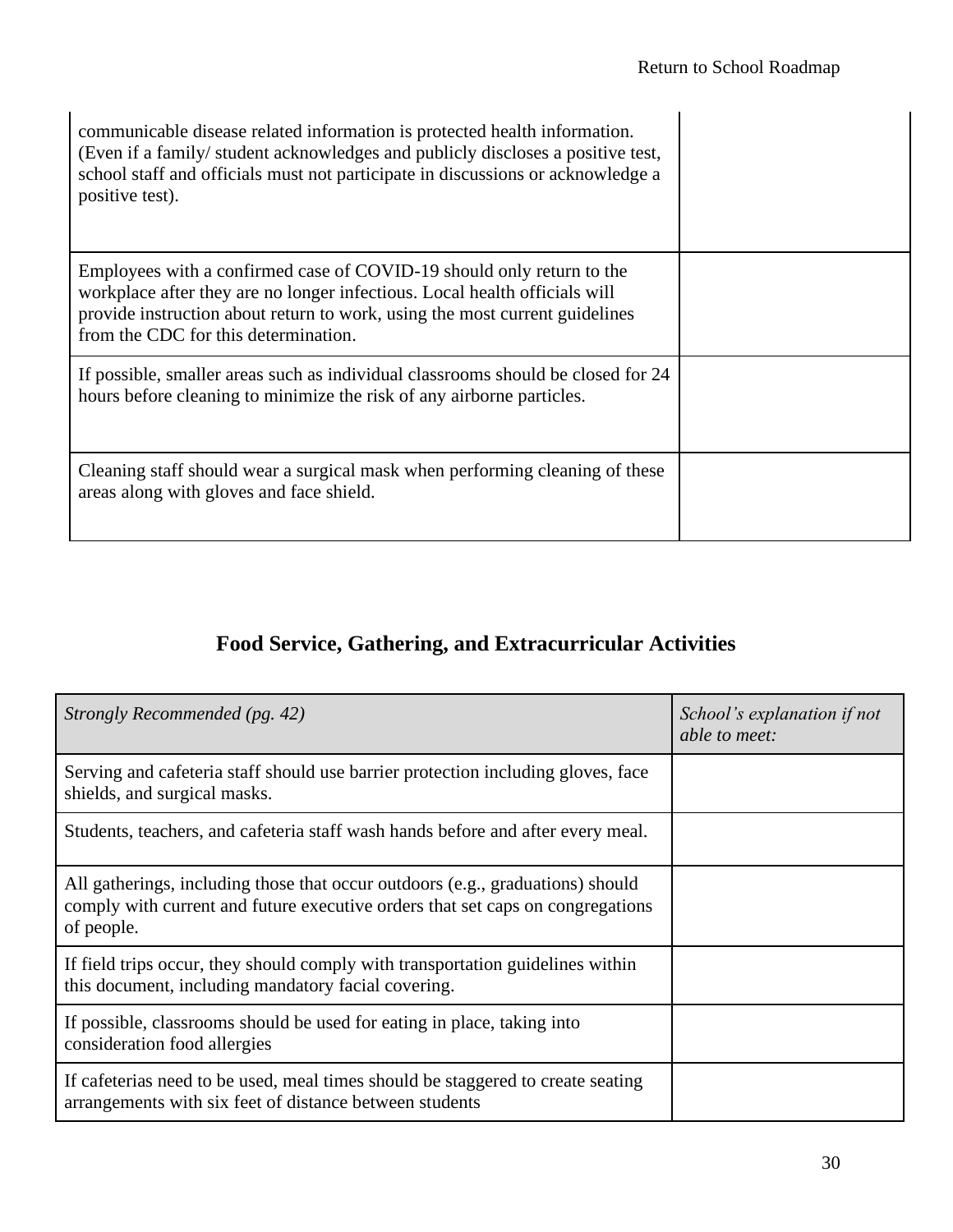| | |
|---|---|
| communicable disease related information is protected health information. (Even if a family/ student acknowledges and publicly discloses a positive test, school staff and officials must not participate in discussions or acknowledge a positive test). | |
| Employees with a confirmed case of COVID-19 should only return to the workplace after they are no longer infectious. Local health officials will provide instruction about return to work, using the most current guidelines from the CDC for this determination. | |
| If possible, smaller areas such as individual classrooms should be closed for 24 hours before cleaning to minimize the risk of any airborne particles. | |
| Cleaning staff should wear a surgical mask when performing cleaning of these areas along with gloves and face shield. | |

## Food Service, Gathering, and Extracurricular Activities

| *Strongly Recommended (pg. 42)* | *School's explanation if not able to meet:* |
|---|---|
| Serving and cafeteria staff should use barrier protection including gloves, face shields, and surgical masks. | |
| Students, teachers, and cafeteria staff wash hands before and after every meal. | |
| All gatherings, including those that occur outdoors (e.g., graduations) should comply with current and future executive orders that set caps on congregations of people. | |
| If field trips occur, they should comply with transportation guidelines within this document, including mandatory facial covering. | |
| If possible, classrooms should be used for eating in place, taking into consideration food allergies | |
| If cafeterias need to be used, meal times should be staggered to create seating arrangements with six feet of distance between students | |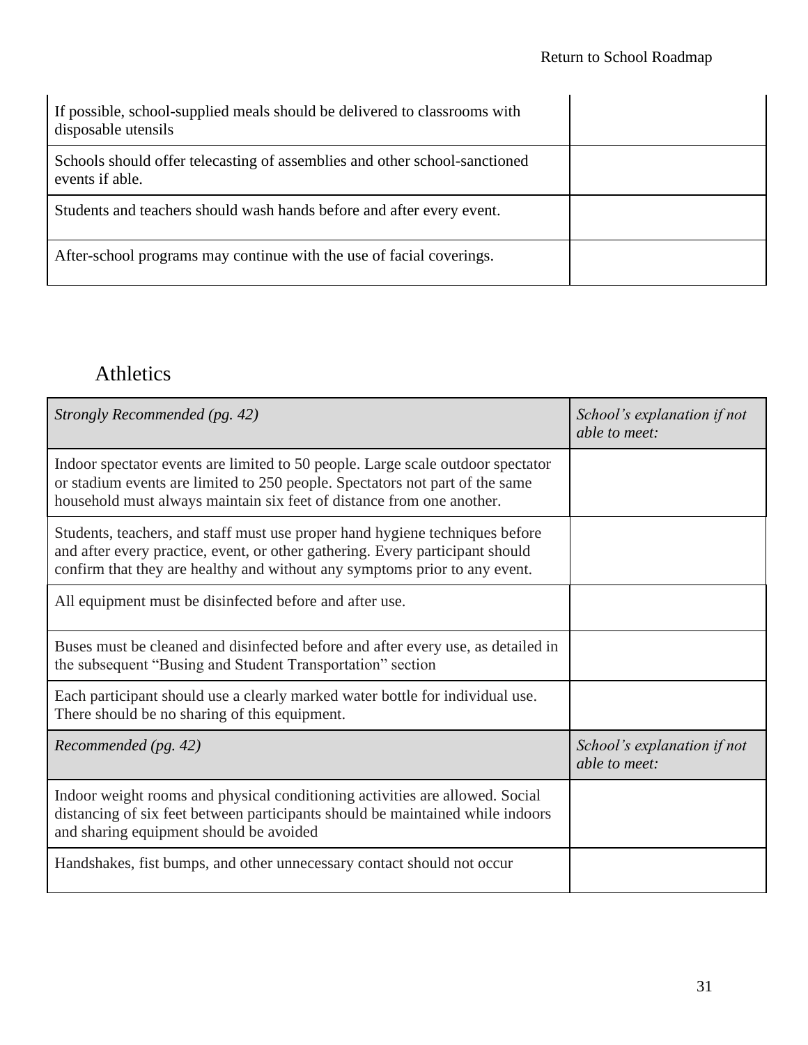| | |
|---|---|
| If possible, school-supplied meals should be delivered to classrooms with disposable utensils | |
| Schools should offer telecasting of assemblies and other school-sanctioned events if able. | |
| Students and teachers should wash hands before and after every event. | |
| After-school programs may continue with the use of facial coverings. | |

## Athletics

| *Strongly Recommended (pg. 42)* | *School's explanation if not able to meet:* |
|---|---|
| Indoor spectator events are limited to 50 people. Large scale outdoor spectator or stadium events are limited to 250 people. Spectators not part of the same household must always maintain six feet of distance from one another. | |
| Students, teachers, and staff must use proper hand hygiene techniques before and after every practice, event, or other gathering. Every participant should confirm that they are healthy and without any symptoms prior to any event. | |
| All equipment must be disinfected before and after use. | |
| Buses must be cleaned and disinfected before and after every use, as detailed in the subsequent "Busing and Student Transportation" section | |
| Each participant should use a clearly marked water bottle for individual use. There should be no sharing of this equipment. | |
| *Recommended (pg. 42)* | *School's explanation if not able to meet:* |
| Indoor weight rooms and physical conditioning activities are allowed. Social distancing of six feet between participants should be maintained while indoors and sharing equipment should be avoided | |
| Handshakes, fist bumps, and other unnecessary contact should not occur | |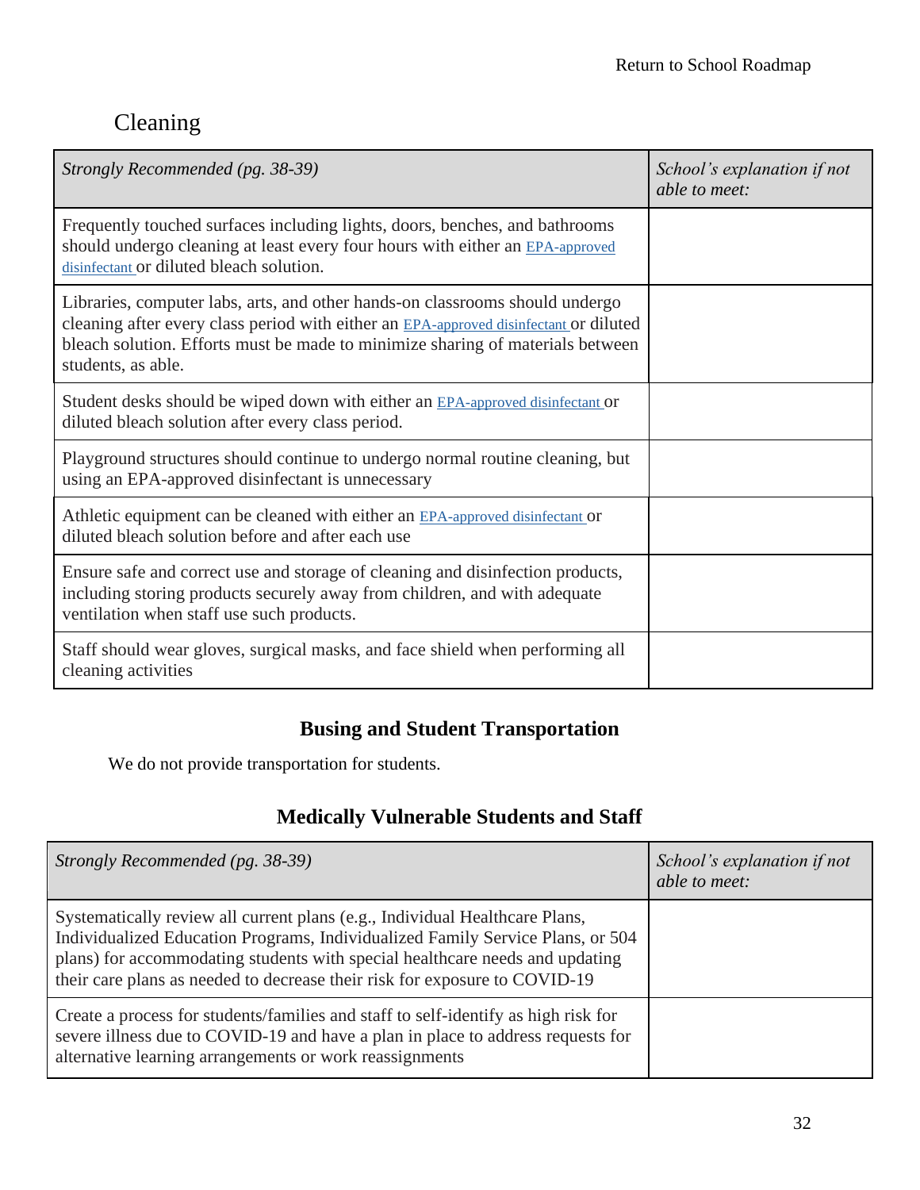## Cleaning

| *Strongly Recommended (pg. 38-39)* | *School's explanation if not able to meet:* |
|---|---|
| Frequently touched surfaces including lights, doors, benches, and bathrooms should undergo cleaning at least every four hours with either an EPA-approved disinfectant or diluted bleach solution. | |
| Libraries, computer labs, arts, and other hands-on classrooms should undergo cleaning after every class period with either an EPA-approved disinfectant or diluted bleach solution. Efforts must be made to minimize sharing of materials between students, as able. | |
| Student desks should be wiped down with either an EPA-approved disinfectant or diluted bleach solution after every class period. | |
| Playground structures should continue to undergo normal routine cleaning, but using an EPA-approved disinfectant is unnecessary | |
| Athletic equipment can be cleaned with either an EPA-approved disinfectant or diluted bleach solution before and after each use | |
| Ensure safe and correct use and storage of cleaning and disinfection products, including storing products securely away from children, and with adequate ventilation when staff use such products. | |
| Staff should wear gloves, surgical masks, and face shield when performing all cleaning activities | |

## Busing and Student Transportation

We do not provide transportation for students.

## Medically Vulnerable Students and Staff

| *Strongly Recommended (pg. 38-39)* | *School's explanation if not able to meet:* |
|---|---|
| Systematically review all current plans (e.g., Individual Healthcare Plans, Individualized Education Programs, Individualized Family Service Plans, or 504 plans) for accommodating students with special healthcare needs and updating their care plans as needed to decrease their risk for exposure to COVID-19 | |
| Create a process for students/families and staff to self-identify as high risk for severe illness due to COVID-19 and have a plan in place to address requests for alternative learning arrangements or work reassignments | |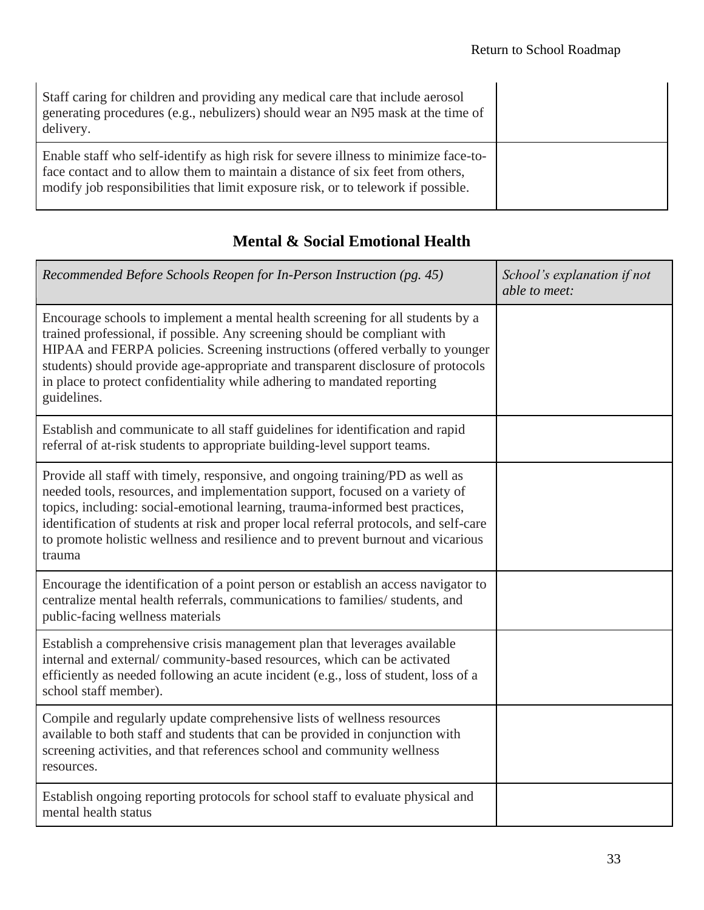| | |
|---|---|
| Staff caring for children and providing any medical care that include aerosol generating procedures (e.g., nebulizers) should wear an N95 mask at the time of delivery. | |
| Enable staff who self-identify as high risk for severe illness to minimize face-to-face contact and to allow them to maintain a distance of six feet from others, modify job responsibilities that limit exposure risk, or to telework if possible. | |

## Mental & Social Emotional Health

| *Recommended Before Schools Reopen for In-Person Instruction (pg. 45)* | *School's explanation if not able to meet:* |
|---|---|
| Encourage schools to implement a mental health screening for all students by a trained professional, if possible. Any screening should be compliant with HIPAA and FERPA policies. Screening instructions (offered verbally to younger students) should provide age-appropriate and transparent disclosure of protocols in place to protect confidentiality while adhering to mandated reporting guidelines. | |
| Establish and communicate to all staff guidelines for identification and rapid referral of at-risk students to appropriate building-level support teams. | |
| Provide all staff with timely, responsive, and ongoing training/PD as well as needed tools, resources, and implementation support, focused on a variety of topics, including: social-emotional learning, trauma-informed best practices, identification of students at risk and proper local referral protocols, and self-care to promote holistic wellness and resilience and to prevent burnout and vicarious trauma | |
| Encourage the identification of a point person or establish an access navigator to centralize mental health referrals, communications to families/ students, and public-facing wellness materials | |
| Establish a comprehensive crisis management plan that leverages available internal and external/ community-based resources, which can be activated efficiently as needed following an acute incident (e.g., loss of student, loss of a school staff member). | |
| Compile and regularly update comprehensive lists of wellness resources available to both staff and students that can be provided in conjunction with screening activities, and that references school and community wellness resources. | |
| Establish ongoing reporting protocols for school staff to evaluate physical and mental health status | |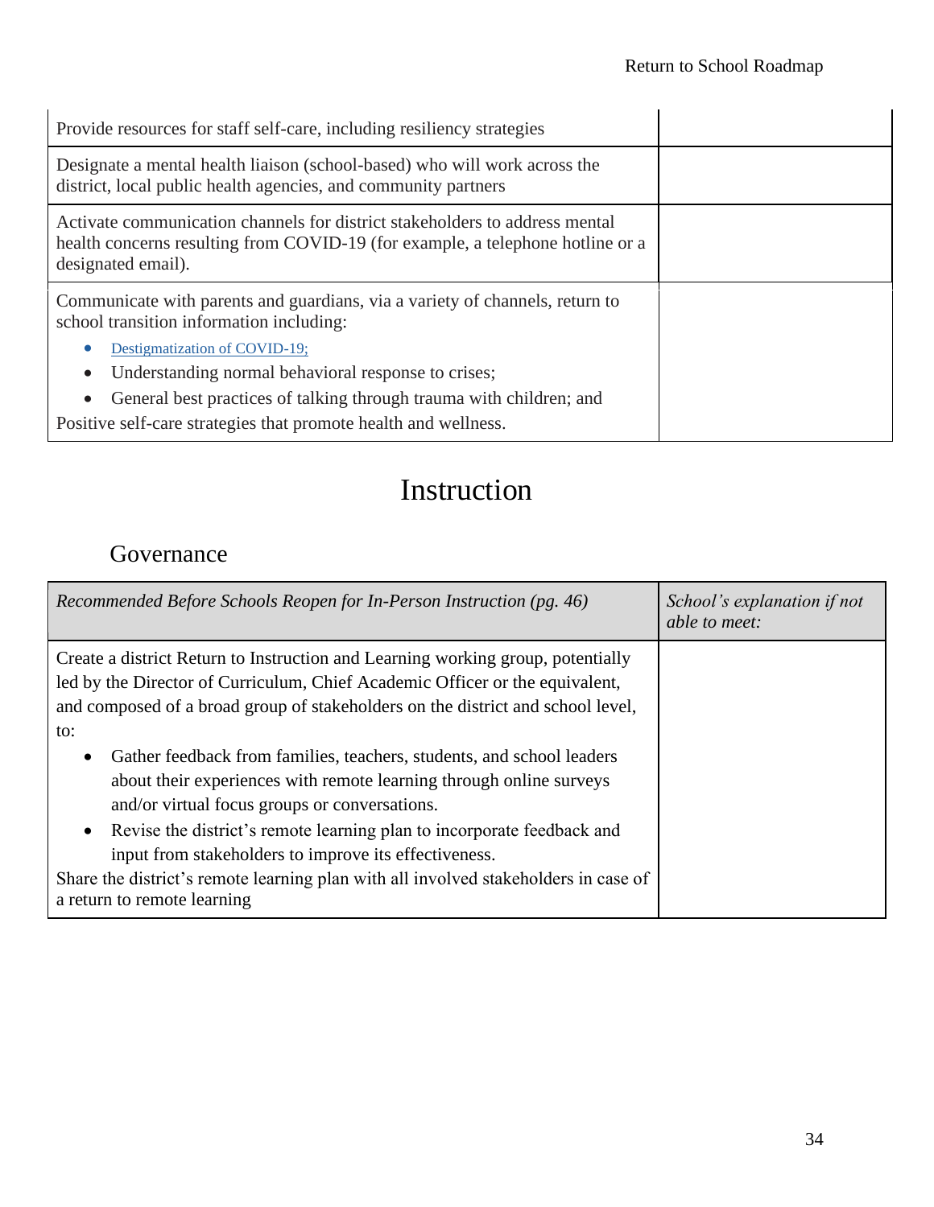| | |
|---|---|
| Provide resources for staff self-care, including resiliency strategies | |
| Designate a mental health liaison (school-based) who will work across the district, local public health agencies, and community partners | |
| Activate communication channels for district stakeholders to address mental health concerns resulting from COVID-19 (for example, a telephone hotline or a designated email). | |
| Communicate with parents and guardians, via a variety of channels, return to school transition information including:<br>• Destigmatization of COVID-19;<br>• Understanding normal behavioral response to crises;<br>• General best practices of talking through trauma with children; and<br>Positive self-care strategies that promote health and wellness. | |

# Instruction

## Governance

| *Recommended Before Schools Reopen for In-Person Instruction (pg. 46)* | *School's explanation if not able to meet:* |
|---|---|
| Create a district Return to Instruction and Learning working group, potentially led by the Director of Curriculum, Chief Academic Officer or the equivalent, and composed of a broad group of stakeholders on the district and school level, to:<br>• Gather feedback from families, teachers, students, and school leaders about their experiences with remote learning through online surveys and/or virtual focus groups or conversations.<br>• Revise the district's remote learning plan to incorporate feedback and input from stakeholders to improve its effectiveness.<br>Share the district's remote learning plan with all involved stakeholders in case of a return to remote learning | |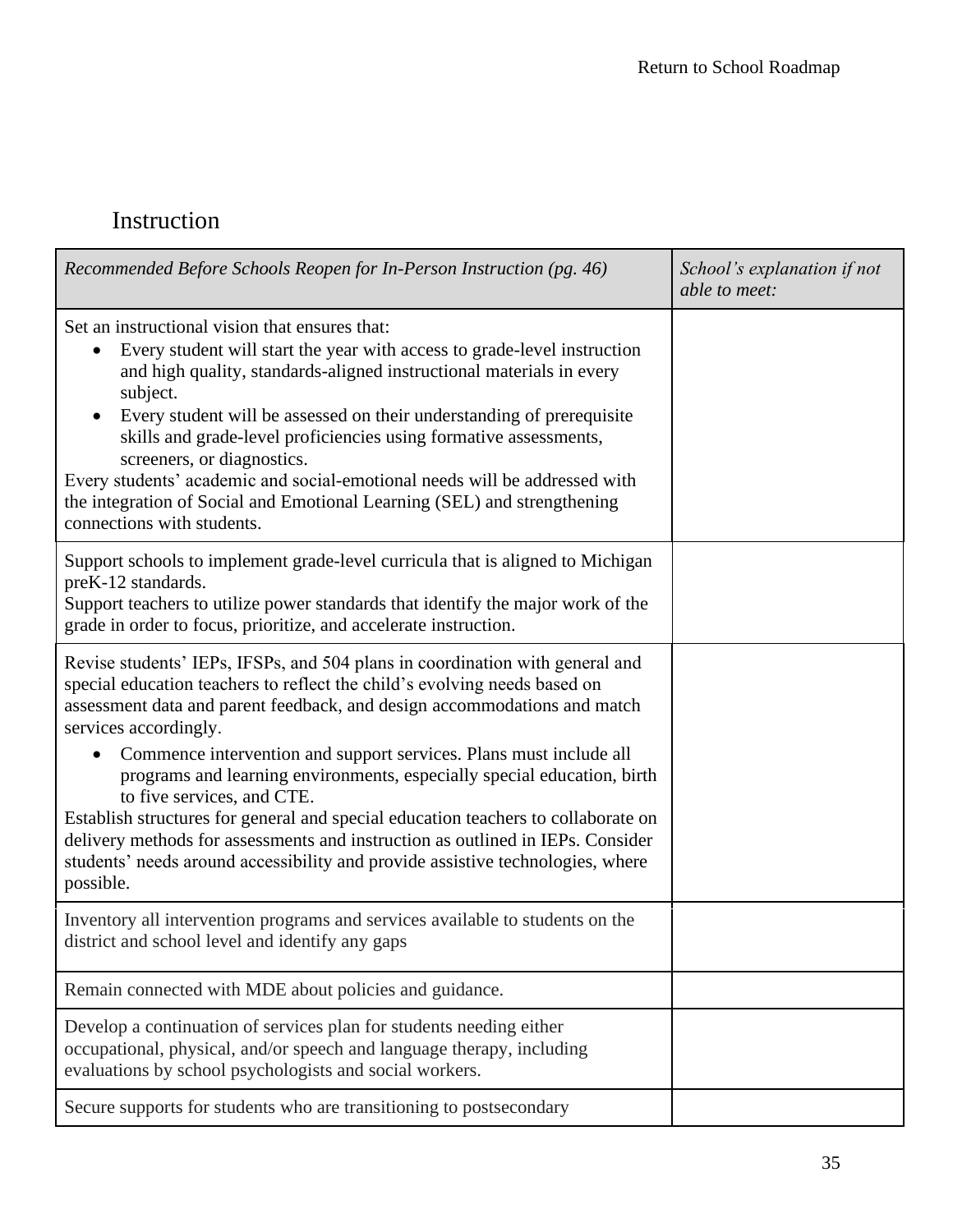## Instruction

| *Recommended Before Schools Reopen for In-Person Instruction (pg. 46)* | *School's explanation if not able to meet:* |
|---|---|
| Set an instructional vision that ensures that:<br>• Every student will start the year with access to grade-level instruction and high quality, standards-aligned instructional materials in every subject.<br>• Every student will be assessed on their understanding of prerequisite skills and grade-level proficiencies using formative assessments, screeners, or diagnostics.<br>Every students' academic and social-emotional needs will be addressed with the integration of Social and Emotional Learning (SEL) and strengthening connections with students. | |
| Support schools to implement grade-level curricula that is aligned to Michigan preK-12 standards.<br>Support teachers to utilize power standards that identify the major work of the grade in order to focus, prioritize, and accelerate instruction. | |
| Revise students' IEPs, IFSPs, and 504 plans in coordination with general and special education teachers to reflect the child's evolving needs based on assessment data and parent feedback, and design accommodations and match services accordingly.<br>• Commence intervention and support services. Plans must include all programs and learning environments, especially special education, birth to five services, and CTE.<br>Establish structures for general and special education teachers to collaborate on delivery methods for assessments and instruction as outlined in IEPs. Consider students' needs around accessibility and provide assistive technologies, where possible. | |
| Inventory all intervention programs and services available to students on the district and school level and identify any gaps | |
| Remain connected with MDE about policies and guidance. | |
| Develop a continuation of services plan for students needing either occupational, physical, and/or speech and language therapy, including evaluations by school psychologists and social workers. | |
| Secure supports for students who are transitioning to postsecondary | |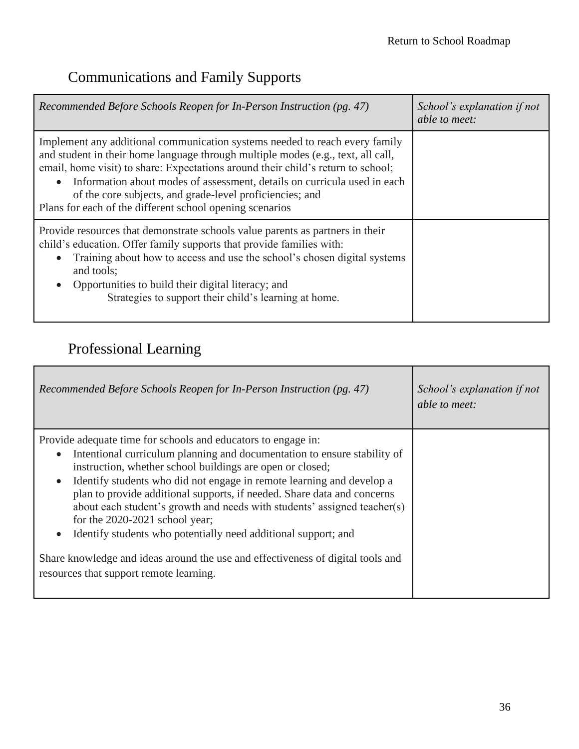## Communications and Family Supports

| *Recommended Before Schools Reopen for In-Person Instruction (pg. 47)* | *School's explanation if not able to meet:* |
|---|---|
| Implement any additional communication systems needed to reach every family and student in their home language through multiple modes (e.g., text, all call, email, home visit) to share: Expectations around their child's return to school;<br>• Information about modes of assessment, details on curricula used in each of the core subjects, and grade-level proficiencies; and<br>Plans for each of the different school opening scenarios | |
| Provide resources that demonstrate schools value parents as partners in their child's education. Offer family supports that provide families with:<br>• Training about how to access and use the school's chosen digital systems and tools;<br>• Opportunities to build their digital literacy; and<br>Strategies to support their child's learning at home. | |

## Professional Learning

| *Recommended Before Schools Reopen for In-Person Instruction (pg. 47)* | *School's explanation if not able to meet:* |
|---|---|
| Provide adequate time for schools and educators to engage in:<br>• Intentional curriculum planning and documentation to ensure stability of instruction, whether school buildings are open or closed;<br>• Identify students who did not engage in remote learning and develop a plan to provide additional supports, if needed. Share data and concerns about each student's growth and needs with students' assigned teacher(s) for the 2020-2021 school year;<br>• Identify students who potentially need additional support; and<br><br>Share knowledge and ideas around the use and effectiveness of digital tools and resources that support remote learning. | |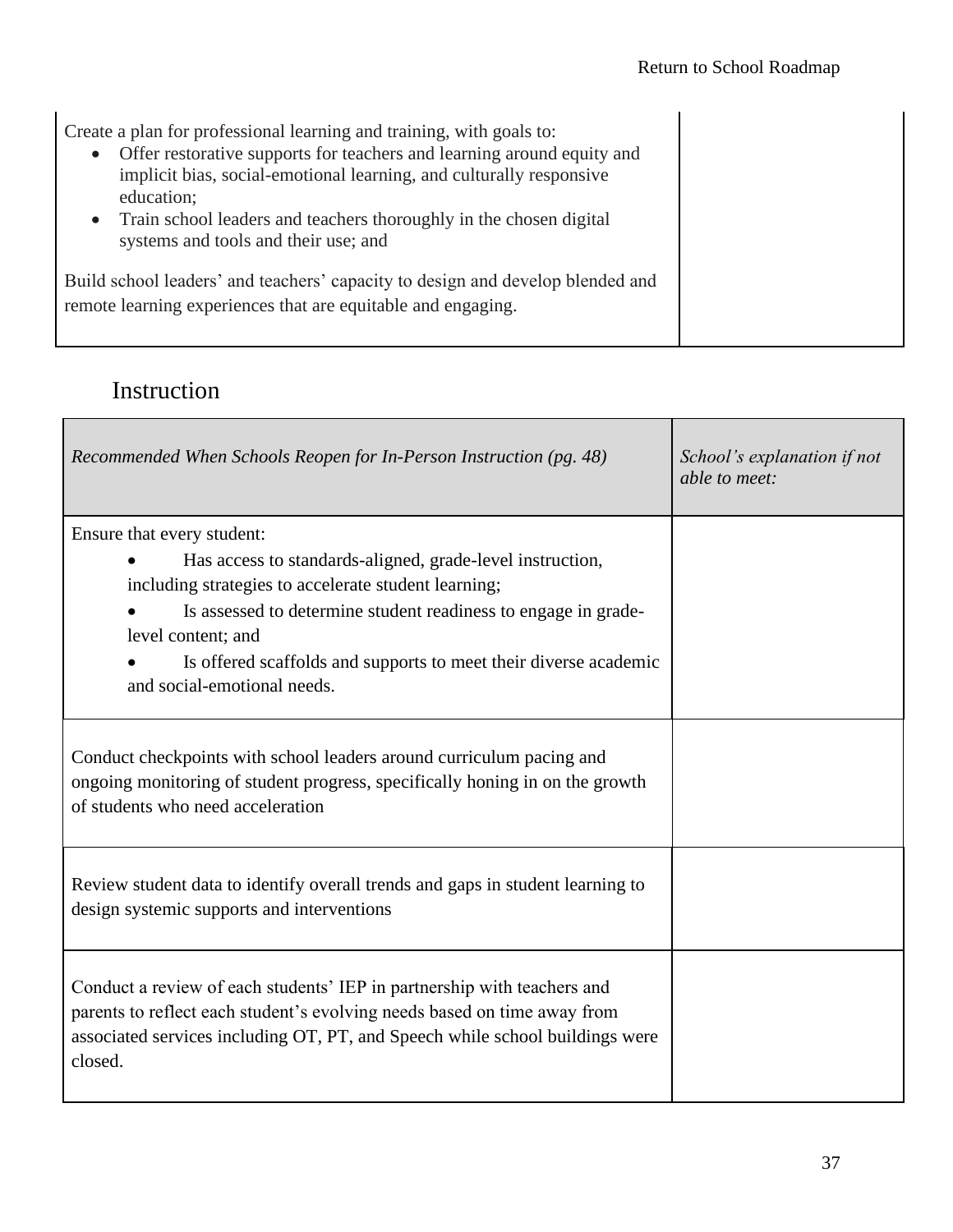| | |
|---|---|
| Create a plan for professional learning and training, with goals to:<br>• Offer restorative supports for teachers and learning around equity and implicit bias, social-emotional learning, and culturally responsive education;<br>• Train school leaders and teachers thoroughly in the chosen digital systems and tools and their use; and<br><br>Build school leaders' and teachers' capacity to design and develop blended and remote learning experiences that are equitable and engaging. | |

## Instruction

| *Recommended When Schools Reopen for In-Person Instruction (pg. 48)* | *School's explanation if not able to meet:* |
|---|---|
| Ensure that every student:<br>• Has access to standards-aligned, grade-level instruction, including strategies to accelerate student learning;<br>• Is assessed to determine student readiness to engage in grade-level content; and<br>• Is offered scaffolds and supports to meet their diverse academic and social-emotional needs. | |
| Conduct checkpoints with school leaders around curriculum pacing and ongoing monitoring of student progress, specifically honing in on the growth of students who need acceleration | |
| Review student data to identify overall trends and gaps in student learning to design systemic supports and interventions | |
| Conduct a review of each students' IEP in partnership with teachers and parents to reflect each student's evolving needs based on time away from associated services including OT, PT, and Speech while school buildings were closed. | |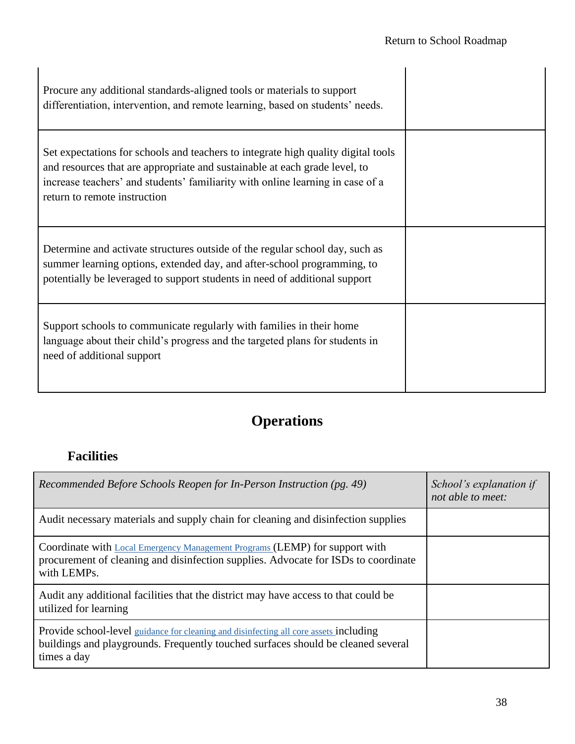| | |
|---|---|
| Procure any additional standards-aligned tools or materials to support differentiation, intervention, and remote learning, based on students' needs. | |
| Set expectations for schools and teachers to integrate high quality digital tools and resources that are appropriate and sustainable at each grade level, to increase teachers' and students' familiarity with online learning in case of a return to remote instruction | |
| Determine and activate structures outside of the regular school day, such as summer learning options, extended day, and after-school programming, to potentially be leveraged to support students in need of additional support | |
| Support schools to communicate regularly with families in their home language about their child's progress and the targeted plans for students in need of additional support | |

# Operations

## Facilities

| *Recommended Before Schools Reopen for In-Person Instruction (pg. 49)* | *School's explanation if not able to meet:* |
|---|---|
| Audit necessary materials and supply chain for cleaning and disinfection supplies | |
| Coordinate with Local Emergency Management Programs (LEMP) for support with procurement of cleaning and disinfection supplies. Advocate for ISDs to coordinate with LEMPs. | |
| Audit any additional facilities that the district may have access to that could be utilized for learning | |
| Provide school-level guidance for cleaning and disinfecting all core assets including buildings and playgrounds. Frequently touched surfaces should be cleaned several times a day | |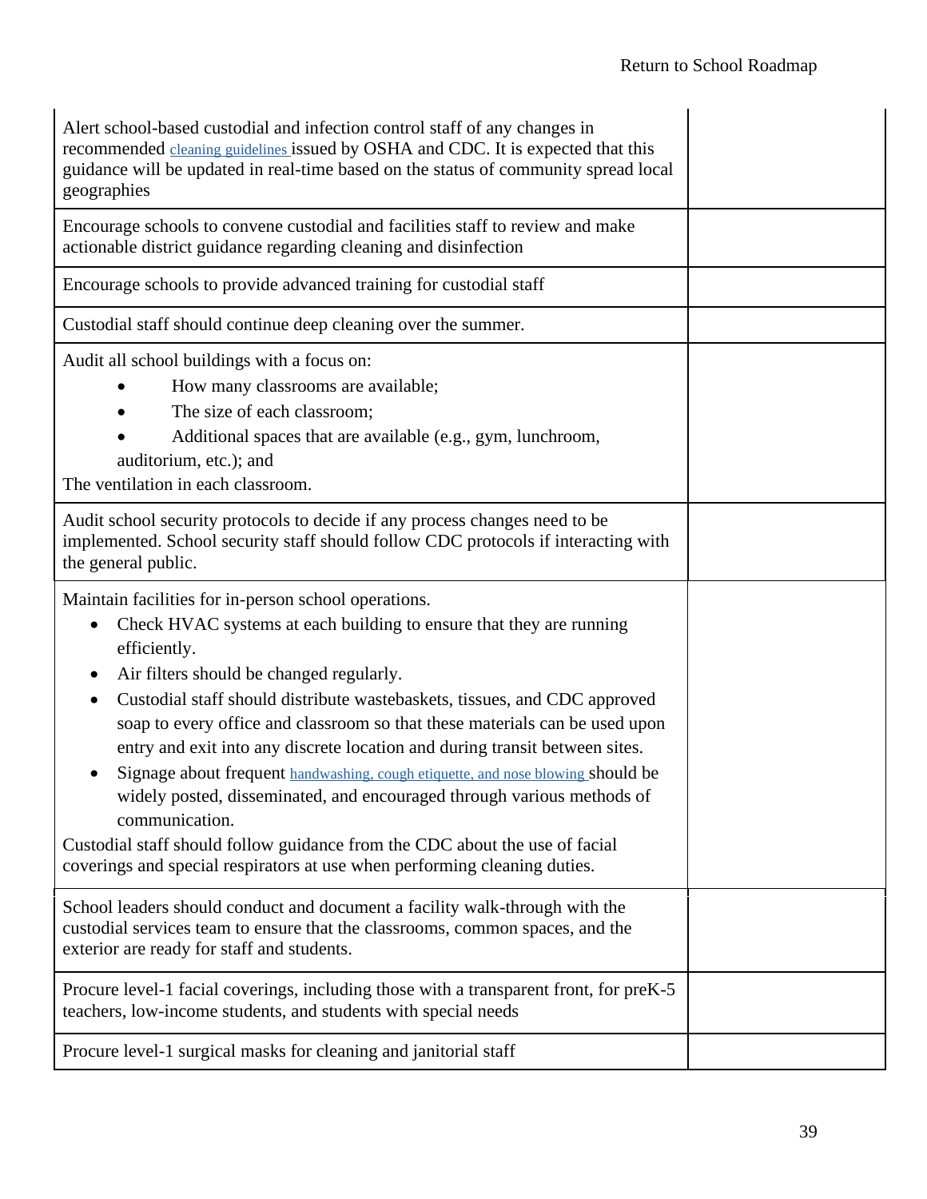| | |
|---|---|
| Alert school-based custodial and infection control staff of any changes in recommended cleaning guidelines issued by OSHA and CDC. It is expected that this guidance will be updated in real-time based on the status of community spread local geographies | |
| Encourage schools to convene custodial and facilities staff to review and make actionable district guidance regarding cleaning and disinfection | |
| Encourage schools to provide advanced training for custodial staff | |
| Custodial staff should continue deep cleaning over the summer. | |
| Audit all school buildings with a focus on:<br>• How many classrooms are available;<br>• The size of each classroom;<br>• Additional spaces that are available (e.g., gym, lunchroom, auditorium, etc.); and<br>The ventilation in each classroom. | |
| Audit school security protocols to decide if any process changes need to be implemented. School security staff should follow CDC protocols if interacting with the general public. | |
| Maintain facilities for in-person school operations.<br>• Check HVAC systems at each building to ensure that they are running efficiently.<br>• Air filters should be changed regularly.<br>• Custodial staff should distribute wastebaskets, tissues, and CDC approved soap to every office and classroom so that these materials can be used upon entry and exit into any discrete location and during transit between sites.<br>• Signage about frequent handwashing, cough etiquette, and nose blowing should be widely posted, disseminated, and encouraged through various methods of communication.<br>Custodial staff should follow guidance from the CDC about the use of facial coverings and special respirators at use when performing cleaning duties. | |
| School leaders should conduct and document a facility walk-through with the custodial services team to ensure that the classrooms, common spaces, and the exterior are ready for staff and students. | |
| Procure level-1 facial coverings, including those with a transparent front, for preK-5 teachers, low-income students, and students with special needs | |
| Procure level-1 surgical masks for cleaning and janitorial staff | |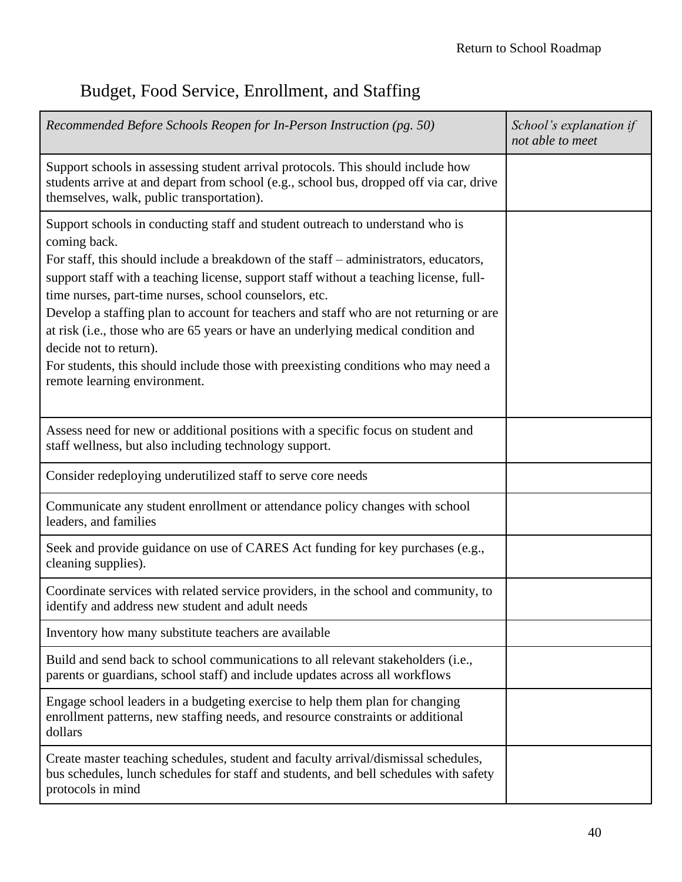## Budget, Food Service, Enrollment, and Staffing

| *Recommended Before Schools Reopen for In-Person Instruction (pg. 50)* | *School's explanation if not able to meet* |
|---|---|
| Support schools in assessing student arrival protocols. This should include how students arrive at and depart from school (e.g., school bus, dropped off via car, drive themselves, walk, public transportation). | |
| Support schools in conducting staff and student outreach to understand who is coming back.<br>For staff, this should include a breakdown of the staff – administrators, educators, support staff with a teaching license, support staff without a teaching license, full-time nurses, part-time nurses, school counselors, etc.<br>Develop a staffing plan to account for teachers and staff who are not returning or are at risk (i.e., those who are 65 years or have an underlying medical condition and decide not to return).<br>For students, this should include those with preexisting conditions who may need a remote learning environment. | |
| Assess need for new or additional positions with a specific focus on student and staff wellness, but also including technology support. | |
| Consider redeploying underutilized staff to serve core needs | |
| Communicate any student enrollment or attendance policy changes with school leaders, and families | |
| Seek and provide guidance on use of CARES Act funding for key purchases (e.g., cleaning supplies). | |
| Coordinate services with related service providers, in the school and community, to identify and address new student and adult needs | |
| Inventory how many substitute teachers are available | |
| Build and send back to school communications to all relevant stakeholders (i.e., parents or guardians, school staff) and include updates across all workflows | |
| Engage school leaders in a budgeting exercise to help them plan for changing enrollment patterns, new staffing needs, and resource constraints or additional dollars | |
| Create master teaching schedules, student and faculty arrival/dismissal schedules, bus schedules, lunch schedules for staff and students, and bell schedules with safety protocols in mind | |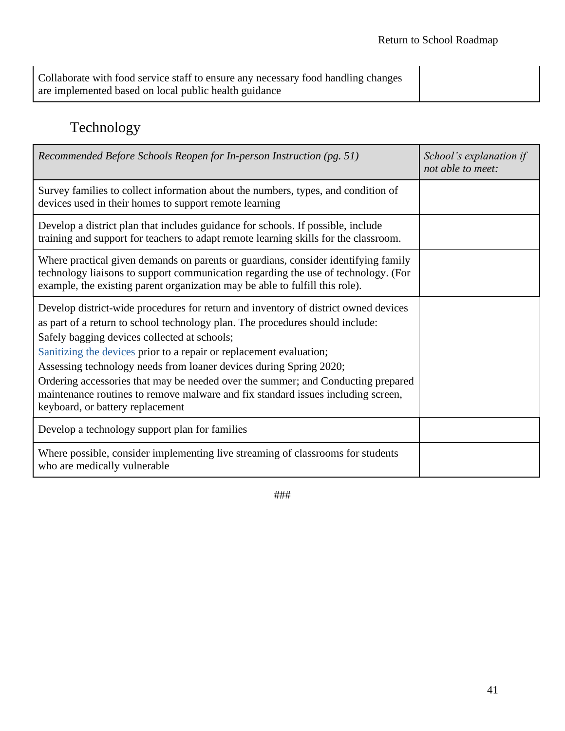| | |
|---|---|
| Collaborate with food service staff to ensure any necessary food handling changes are implemented based on local public health guidance | |

## Technology

| *Recommended Before Schools Reopen for In-person Instruction (pg. 51)* | *School's explanation if not able to meet:* |
|---|---|
| Survey families to collect information about the numbers, types, and condition of devices used in their homes to support remote learning | |
| Develop a district plan that includes guidance for schools. If possible, include training and support for teachers to adapt remote learning skills for the classroom. | |
| Where practical given demands on parents or guardians, consider identifying family technology liaisons to support communication regarding the use of technology. (For example, the existing parent organization may be able to fulfill this role). | |
| Develop district-wide procedures for return and inventory of district owned devices as part of a return to school technology plan. The procedures should include: Safely bagging devices collected at schools; Sanitizing the devices prior to a repair or replacement evaluation; Assessing technology needs from loaner devices during Spring 2020; Ordering accessories that may be needed over the summer; and Conducting prepared maintenance routines to remove malware and fix standard issues including screen, keyboard, or battery replacement | |
| Develop a technology support plan for families | |
| Where possible, consider implementing live streaming of classrooms for students who are medically vulnerable | |

###